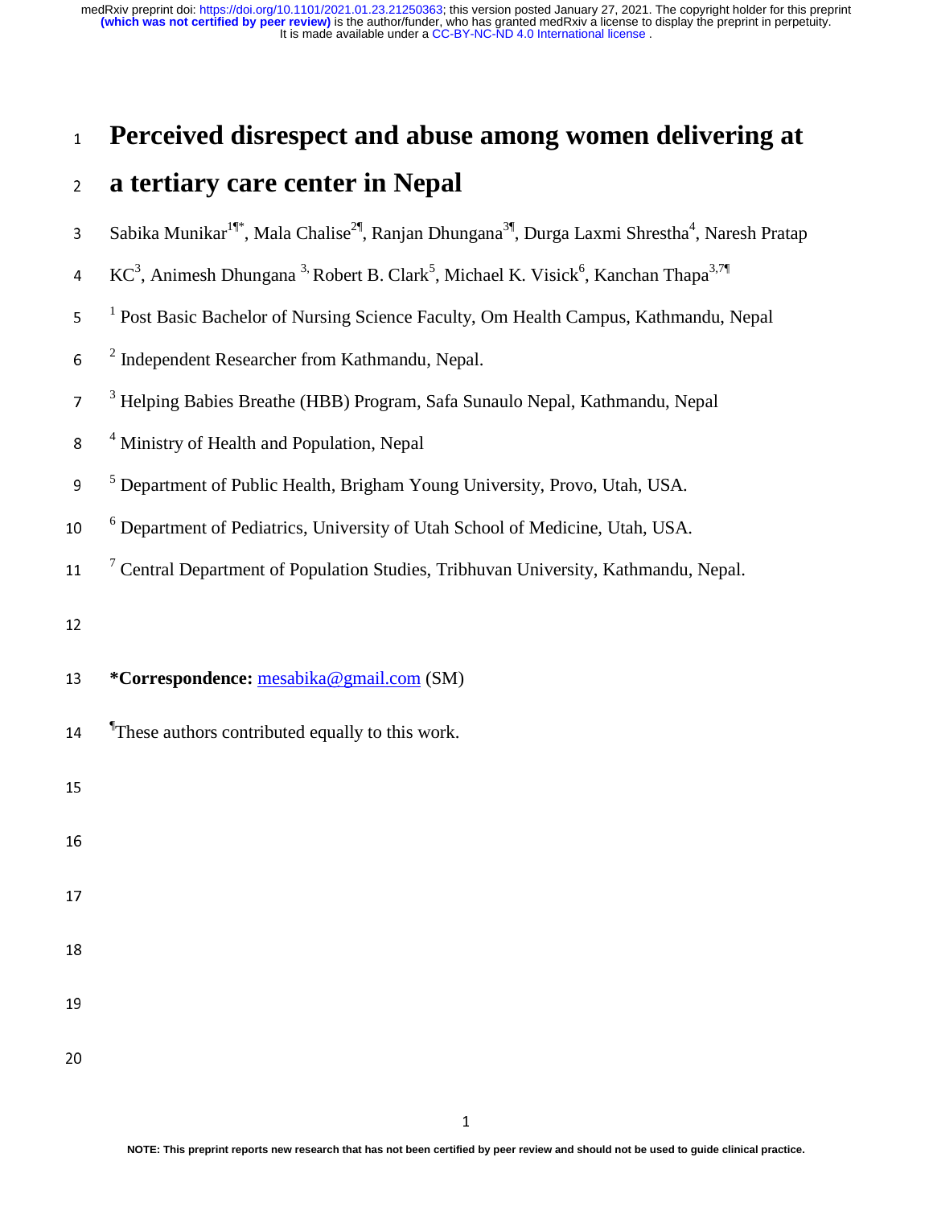# Perceived disrespect and abuse among women delivering at a tertiary care center in Nepal

Sabika Munikar[1¶*], Mala Chalise[2¶], Ranjan Dhungana[3¶], Durga Laxmi Shrestha[4], Naresh Pratap KC[3], Animesh Dhungana [3,] Robert B. Clark[5], Michael K. Visick[6], Kanchan Thapa[3,7¶]

[1] Post Basic Bachelor of Nursing Science Faculty, Om Health Campus, Kathmandu, Nepal

[2] Independent Researcher from Kathmandu, Nepal.

[3] Helping Babies Breathe (HBB) Program, Safa Sunaulo Nepal, Kathmandu, Nepal

[4] Ministry of Health and Population, Nepal

[5] Department of Public Health, Brigham Young University, Provo, Utah, USA.

[6] Department of Pediatrics, University of Utah School of Medicine, Utah, USA.

[7] Central Department of Population Studies, Tribhuvan University, Kathmandu, Nepal.

**\*Correspondence:** mesabika@gmail.com (SM)

¶These authors contributed equally to this work.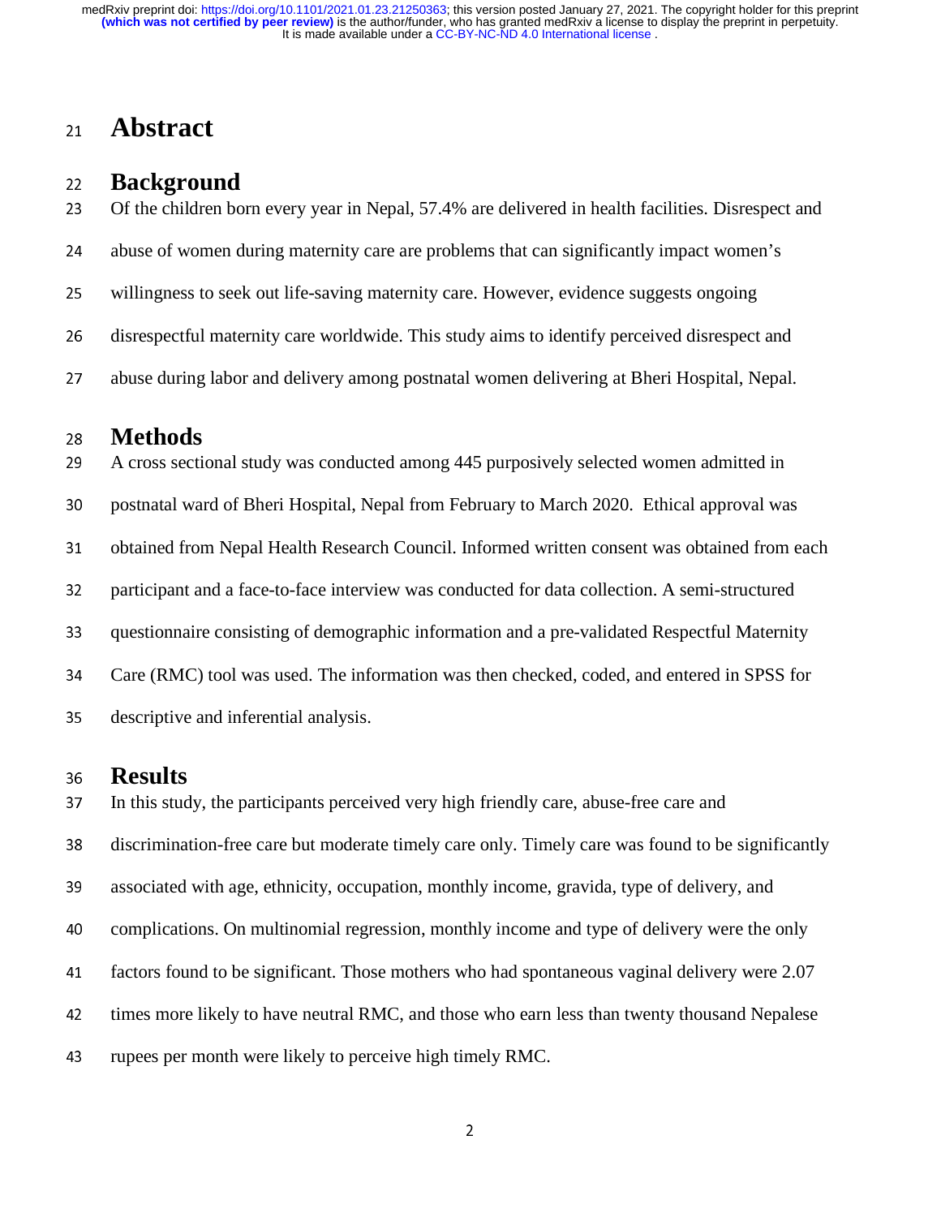# Abstract

## Background

Of the children born every year in Nepal, 57.4% are delivered in health facilities. Disrespect and abuse of women during maternity care are problems that can significantly impact women's willingness to seek out life-saving maternity care. However, evidence suggests ongoing disrespectful maternity care worldwide. This study aims to identify perceived disrespect and abuse during labor and delivery among postnatal women delivering at Bheri Hospital, Nepal.

## Methods

A cross sectional study was conducted among 445 purposively selected women admitted in postnatal ward of Bheri Hospital, Nepal from February to March 2020. Ethical approval was obtained from Nepal Health Research Council. Informed written consent was obtained from each participant and a face-to-face interview was conducted for data collection. A semi-structured questionnaire consisting of demographic information and a pre-validated Respectful Maternity Care (RMC) tool was used. The information was then checked, coded, and entered in SPSS for descriptive and inferential analysis.

## Results

In this study, the participants perceived very high friendly care, abuse-free care and discrimination-free care but moderate timely care only. Timely care was found to be significantly associated with age, ethnicity, occupation, monthly income, gravida, type of delivery, and complications. On multinomial regression, monthly income and type of delivery were the only factors found to be significant. Those mothers who had spontaneous vaginal delivery were 2.07 times more likely to have neutral RMC, and those who earn less than twenty thousand Nepalese rupees per month were likely to perceive high timely RMC.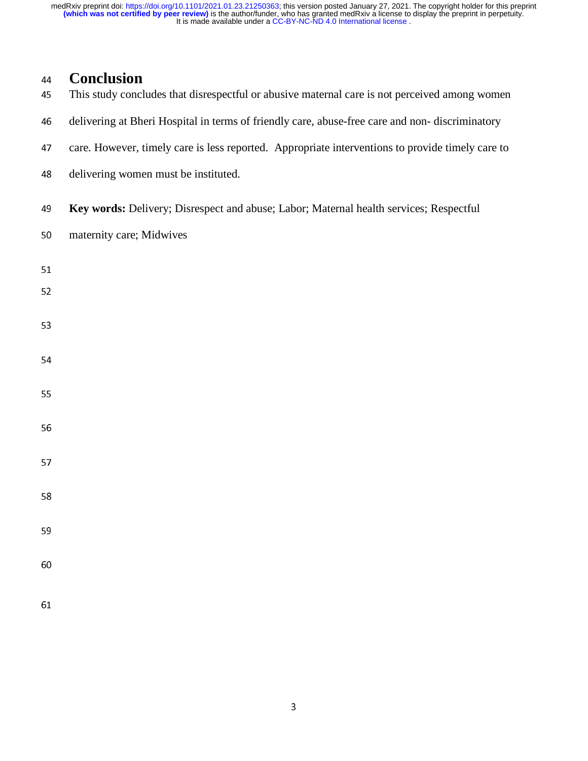## Conclusion

This study concludes that disrespectful or abusive maternal care is not perceived among women delivering at Bheri Hospital in terms of friendly care, abuse-free care and non- discriminatory care. However, timely care is less reported. Appropriate interventions to provide timely care to delivering women must be instituted.

**Key words:** Delivery; Disrespect and abuse; Labor; Maternal health services; Respectful maternity care; Midwives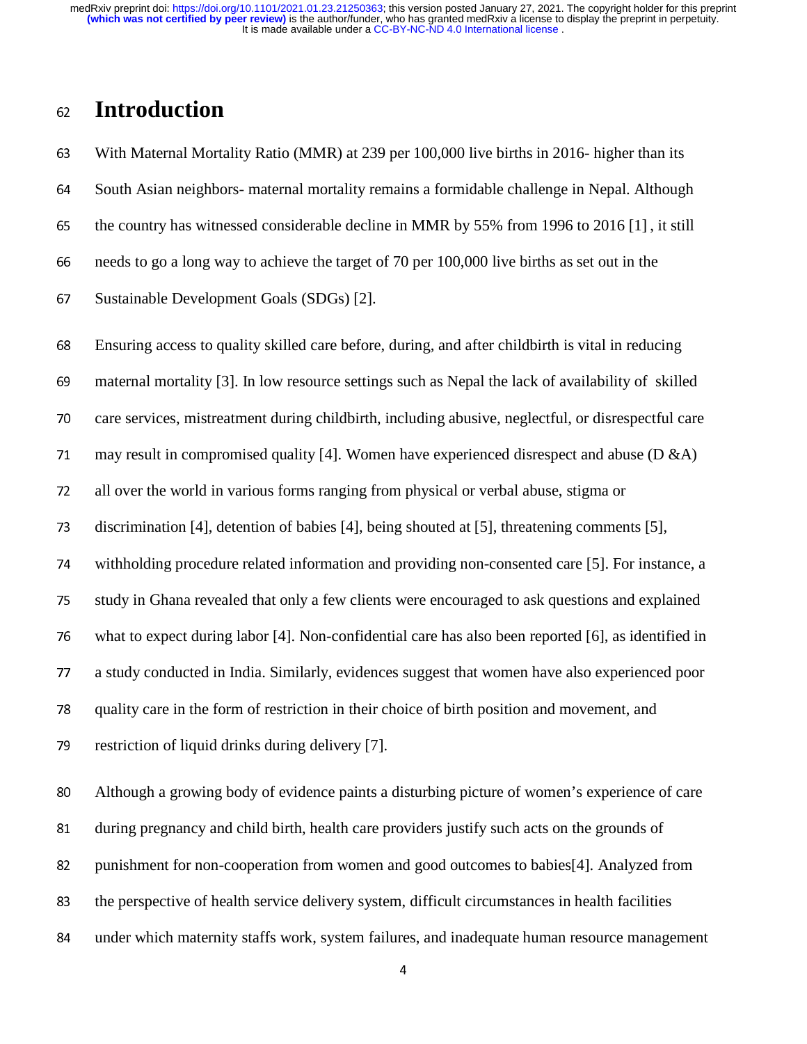# Introduction

With Maternal Mortality Ratio (MMR) at 239 per 100,000 live births in 2016- higher than its South Asian neighbors- maternal mortality remains a formidable challenge in Nepal. Although the country has witnessed considerable decline in MMR by 55% from 1996 to 2016 [1] , it still needs to go a long way to achieve the target of 70 per 100,000 live births as set out in the Sustainable Development Goals (SDGs) [2].

Ensuring access to quality skilled care before, during, and after childbirth is vital in reducing maternal mortality [3]. In low resource settings such as Nepal the lack of availability of skilled care services, mistreatment during childbirth, including abusive, neglectful, or disrespectful care may result in compromised quality [4]. Women have experienced disrespect and abuse (D &A) all over the world in various forms ranging from physical or verbal abuse, stigma or discrimination [4], detention of babies [4], being shouted at [5], threatening comments [5], withholding procedure related information and providing non-consented care [5]. For instance, a study in Ghana revealed that only a few clients were encouraged to ask questions and explained what to expect during labor [4]. Non-confidential care has also been reported [6], as identified in a study conducted in India. Similarly, evidences suggest that women have also experienced poor quality care in the form of restriction in their choice of birth position and movement, and restriction of liquid drinks during delivery [7].

Although a growing body of evidence paints a disturbing picture of women's experience of care during pregnancy and child birth, health care providers justify such acts on the grounds of punishment for non-cooperation from women and good outcomes to babies[4]. Analyzed from the perspective of health service delivery system, difficult circumstances in health facilities under which maternity staffs work, system failures, and inadequate human resource management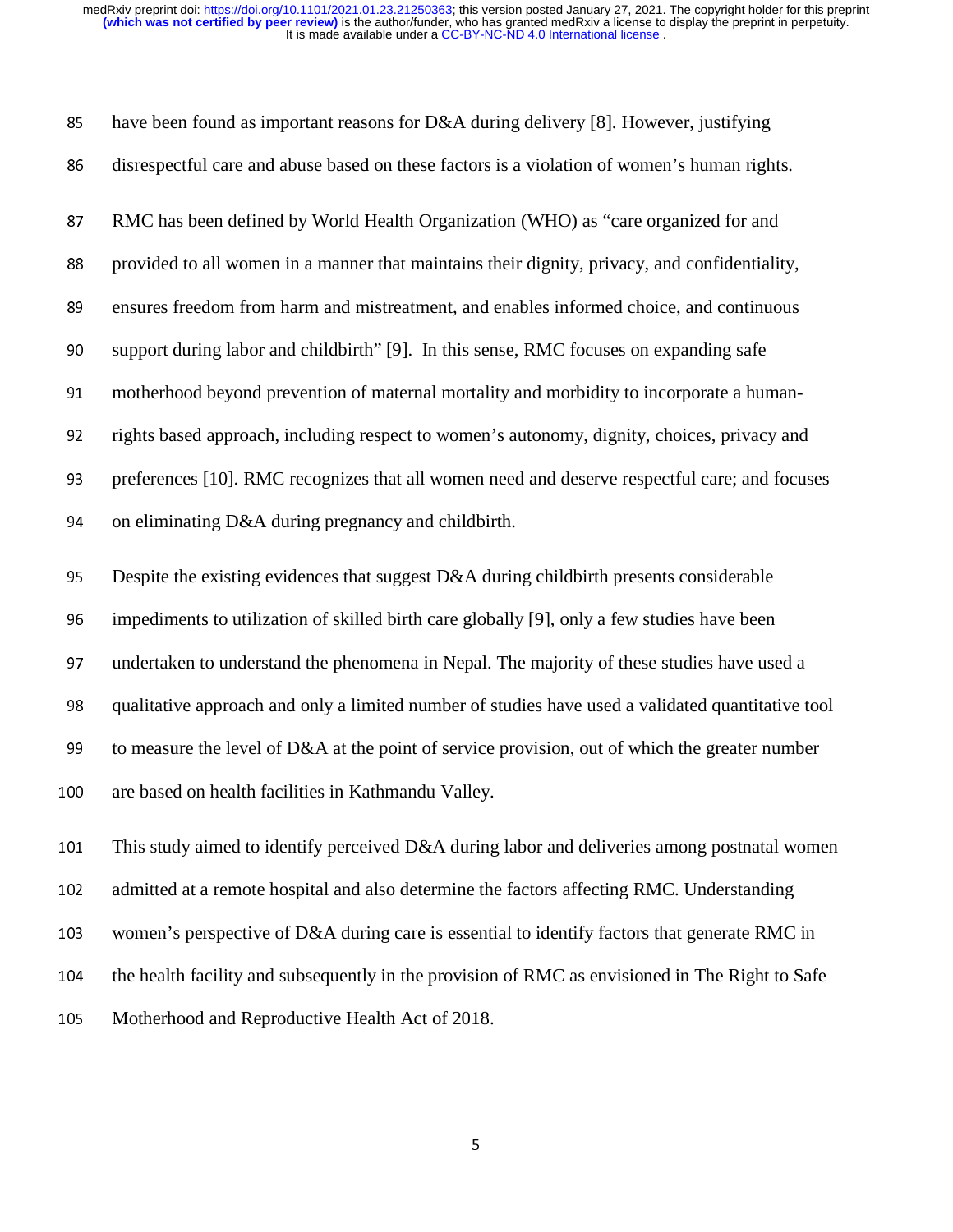have been found as important reasons for D&A during delivery [8]. However, justifying disrespectful care and abuse based on these factors is a violation of women's human rights.

RMC has been defined by World Health Organization (WHO) as "care organized for and provided to all women in a manner that maintains their dignity, privacy, and confidentiality, ensures freedom from harm and mistreatment, and enables informed choice, and continuous support during labor and childbirth" [9]. In this sense, RMC focuses on expanding safe motherhood beyond prevention of maternal mortality and morbidity to incorporate a human-rights based approach, including respect to women's autonomy, dignity, choices, privacy and preferences [10]. RMC recognizes that all women need and deserve respectful care; and focuses on eliminating D&A during pregnancy and childbirth.

Despite the existing evidences that suggest D&A during childbirth presents considerable impediments to utilization of skilled birth care globally [9], only a few studies have been undertaken to understand the phenomena in Nepal. The majority of these studies have used a qualitative approach and only a limited number of studies have used a validated quantitative tool to measure the level of D&A at the point of service provision, out of which the greater number are based on health facilities in Kathmandu Valley.

This study aimed to identify perceived D&A during labor and deliveries among postnatal women admitted at a remote hospital and also determine the factors affecting RMC. Understanding women's perspective of D&A during care is essential to identify factors that generate RMC in the health facility and subsequently in the provision of RMC as envisioned in The Right to Safe Motherhood and Reproductive Health Act of 2018.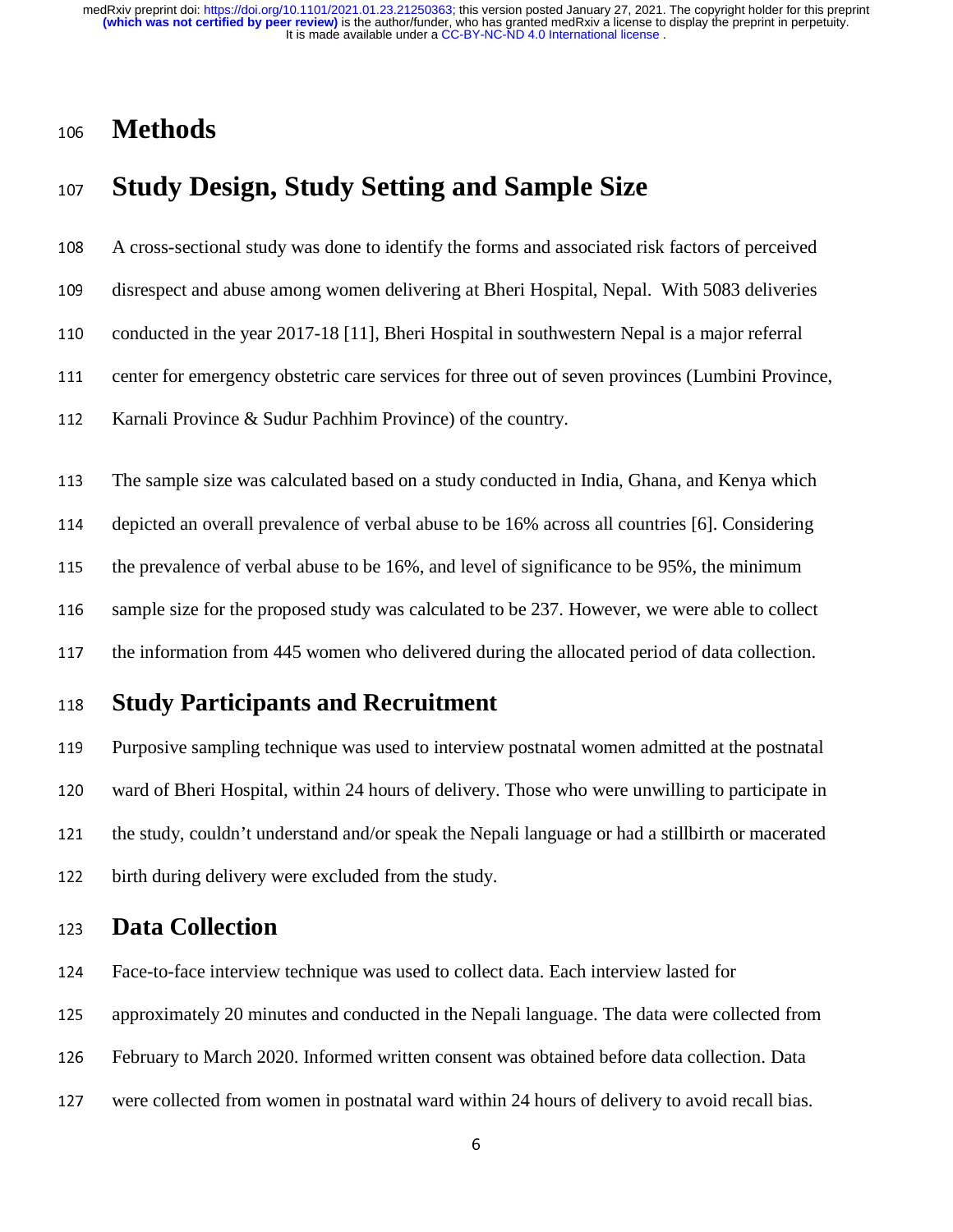# Methods

## Study Design, Study Setting and Sample Size

A cross-sectional study was done to identify the forms and associated risk factors of perceived disrespect and abuse among women delivering at Bheri Hospital, Nepal. With 5083 deliveries conducted in the year 2017-18 [11], Bheri Hospital in southwestern Nepal is a major referral center for emergency obstetric care services for three out of seven provinces (Lumbini Province, Karnali Province & Sudur Pachhim Province) of the country.

The sample size was calculated based on a study conducted in India, Ghana, and Kenya which depicted an overall prevalence of verbal abuse to be 16% across all countries [6]. Considering the prevalence of verbal abuse to be 16%, and level of significance to be 95%, the minimum sample size for the proposed study was calculated to be 237. However, we were able to collect the information from 445 women who delivered during the allocated period of data collection.

## Study Participants and Recruitment

Purposive sampling technique was used to interview postnatal women admitted at the postnatal ward of Bheri Hospital, within 24 hours of delivery. Those who were unwilling to participate in the study, couldn't understand and/or speak the Nepali language or had a stillbirth or macerated birth during delivery were excluded from the study.

## Data Collection

Face-to-face interview technique was used to collect data. Each interview lasted for approximately 20 minutes and conducted in the Nepali language. The data were collected from February to March 2020. Informed written consent was obtained before data collection. Data were collected from women in postnatal ward within 24 hours of delivery to avoid recall bias.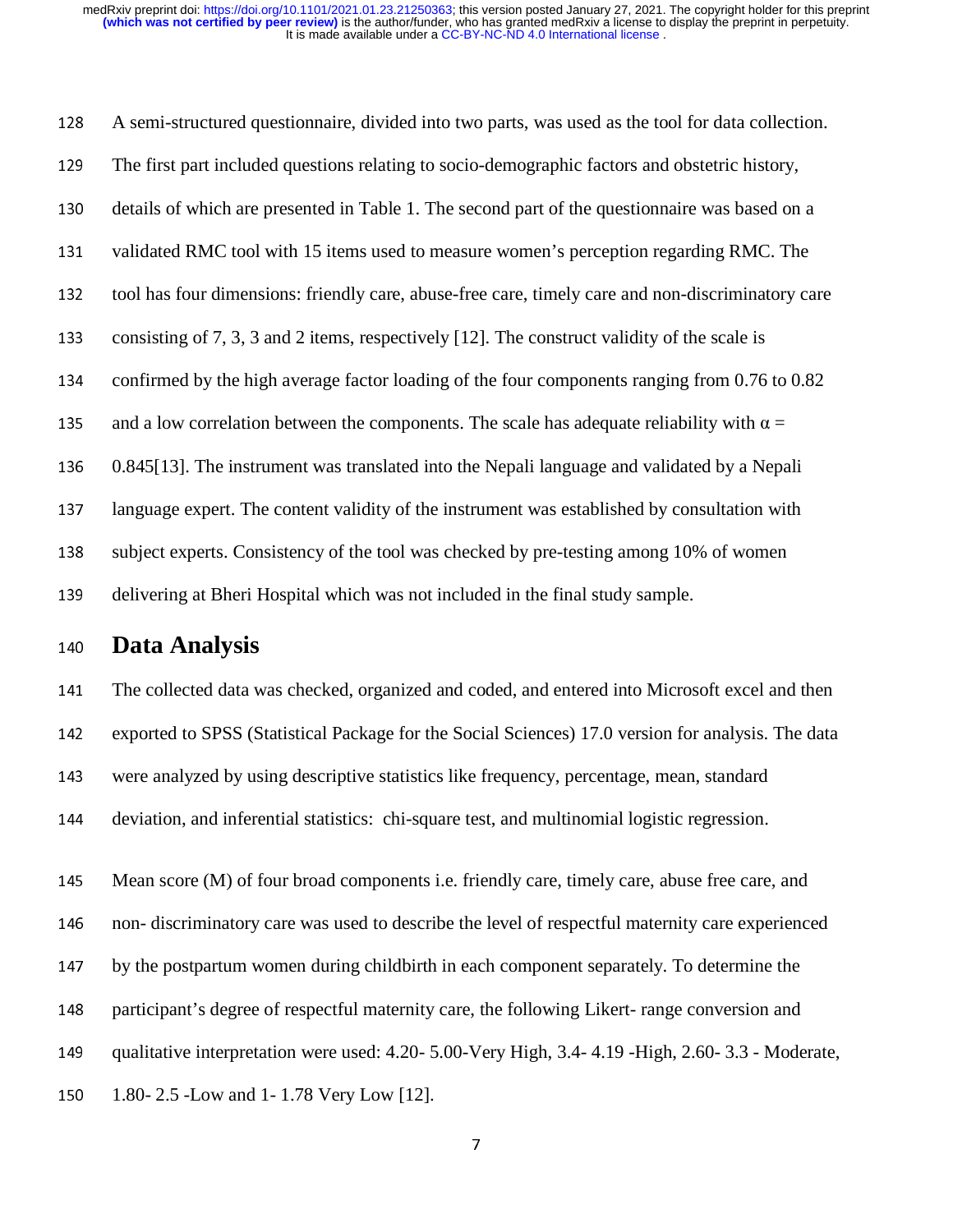A semi-structured questionnaire, divided into two parts, was used as the tool for data collection. The first part included questions relating to socio-demographic factors and obstetric history, details of which are presented in Table 1. The second part of the questionnaire was based on a validated RMC tool with 15 items used to measure women's perception regarding RMC. The tool has four dimensions: friendly care, abuse-free care, timely care and non-discriminatory care consisting of 7, 3, 3 and 2 items, respectively [12]. The construct validity of the scale is confirmed by the high average factor loading of the four components ranging from 0.76 to 0.82 and a low correlation between the components. The scale has adequate reliability with $\alpha$ = 0.845[13]. The instrument was translated into the Nepali language and validated by a Nepali language expert. The content validity of the instrument was established by consultation with subject experts. Consistency of the tool was checked by pre-testing among 10% of women delivering at Bheri Hospital which was not included in the final study sample.

## Data Analysis

The collected data was checked, organized and coded, and entered into Microsoft excel and then exported to SPSS (Statistical Package for the Social Sciences) 17.0 version for analysis. The data were analyzed by using descriptive statistics like frequency, percentage, mean, standard deviation, and inferential statistics: chi-square test, and multinomial logistic regression.

Mean score (M) of four broad components i.e. friendly care, timely care, abuse free care, and non- discriminatory care was used to describe the level of respectful maternity care experienced by the postpartum women during childbirth in each component separately. To determine the participant's degree of respectful maternity care, the following Likert- range conversion and qualitative interpretation were used: 4.20- 5.00-Very High, 3.4- 4.19 -High, 2.60- 3.3 - Moderate, 1.80- 2.5 -Low and 1- 1.78 Very Low [12].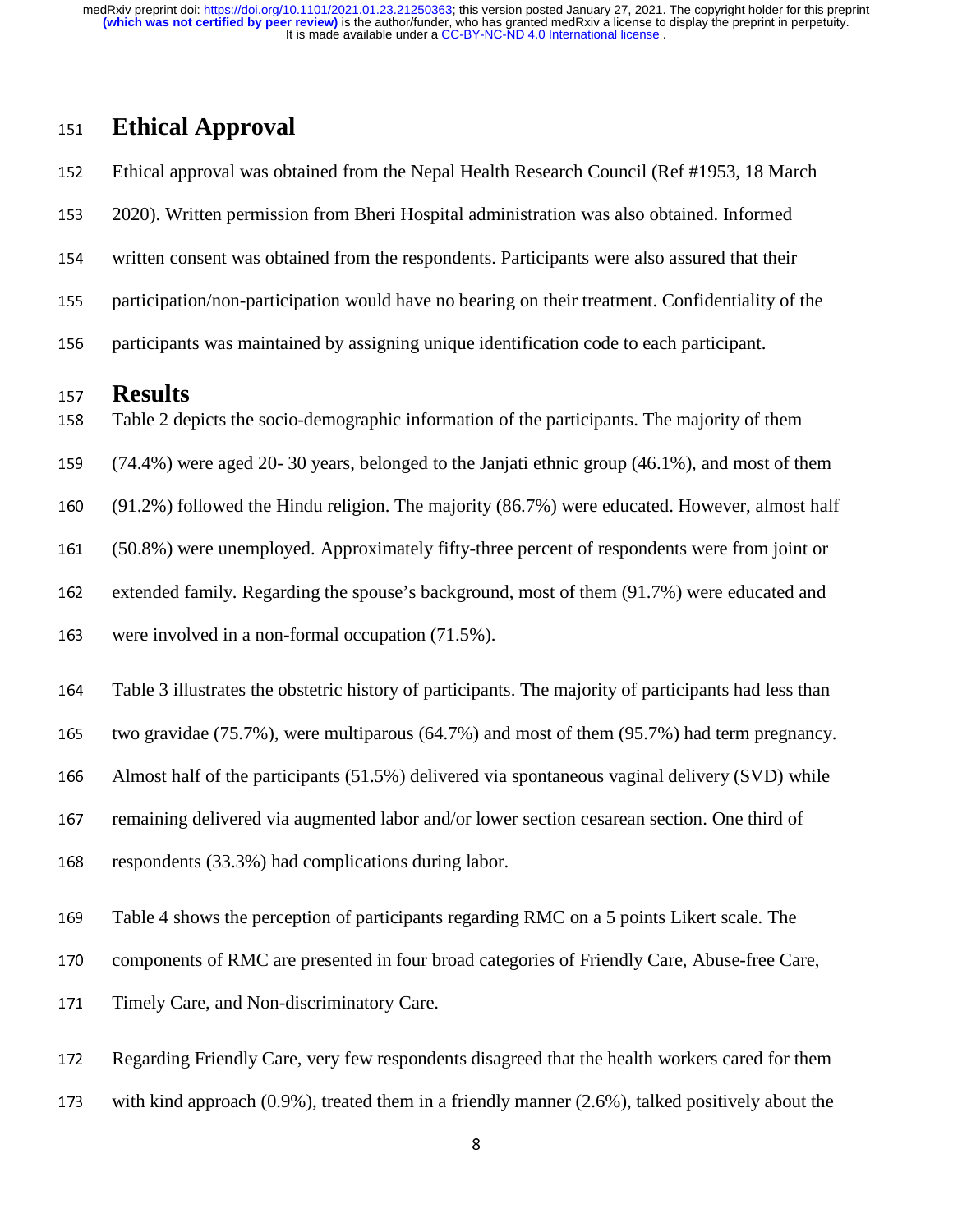## Ethical Approval

Ethical approval was obtained from the Nepal Health Research Council (Ref #1953, 18 March 2020). Written permission from Bheri Hospital administration was also obtained. Informed written consent was obtained from the respondents. Participants were also assured that their participation/non-participation would have no bearing on their treatment. Confidentiality of the participants was maintained by assigning unique identification code to each participant.

## Results

Table 2 depicts the socio-demographic information of the participants. The majority of them (74.4%) were aged 20- 30 years, belonged to the Janjati ethnic group (46.1%), and most of them (91.2%) followed the Hindu religion. The majority (86.7%) were educated. However, almost half (50.8%) were unemployed. Approximately fifty-three percent of respondents were from joint or extended family. Regarding the spouse's background, most of them (91.7%) were educated and were involved in a non-formal occupation (71.5%).

Table 3 illustrates the obstetric history of participants. The majority of participants had less than two gravidae (75.7%), were multiparous (64.7%) and most of them (95.7%) had term pregnancy. Almost half of the participants (51.5%) delivered via spontaneous vaginal delivery (SVD) while remaining delivered via augmented labor and/or lower section cesarean section. One third of respondents (33.3%) had complications during labor.

Table 4 shows the perception of participants regarding RMC on a 5 points Likert scale. The components of RMC are presented in four broad categories of Friendly Care, Abuse-free Care, Timely Care, and Non-discriminatory Care.

Regarding Friendly Care, very few respondents disagreed that the health workers cared for them with kind approach (0.9%), treated them in a friendly manner (2.6%), talked positively about the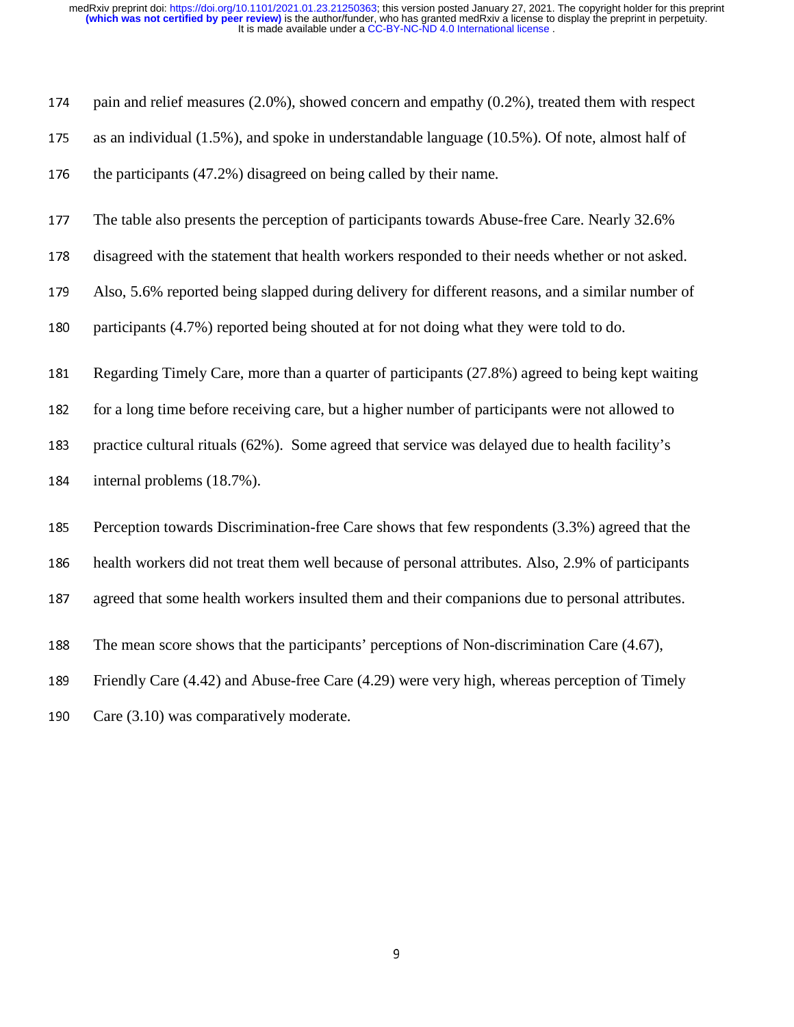pain and relief measures (2.0%), showed concern and empathy (0.2%), treated them with respect as an individual (1.5%), and spoke in understandable language (10.5%). Of note, almost half of the participants (47.2%) disagreed on being called by their name.

The table also presents the perception of participants towards Abuse-free Care. Nearly 32.6% disagreed with the statement that health workers responded to their needs whether or not asked. Also, 5.6% reported being slapped during delivery for different reasons, and a similar number of participants (4.7%) reported being shouted at for not doing what they were told to do.

Regarding Timely Care, more than a quarter of participants (27.8%) agreed to being kept waiting for a long time before receiving care, but a higher number of participants were not allowed to practice cultural rituals (62%). Some agreed that service was delayed due to health facility's internal problems (18.7%).

Perception towards Discrimination-free Care shows that few respondents (3.3%) agreed that the health workers did not treat them well because of personal attributes. Also, 2.9% of participants agreed that some health workers insulted them and their companions due to personal attributes.

The mean score shows that the participants' perceptions of Non-discrimination Care (4.67), Friendly Care (4.42) and Abuse-free Care (4.29) were very high, whereas perception of Timely Care (3.10) was comparatively moderate.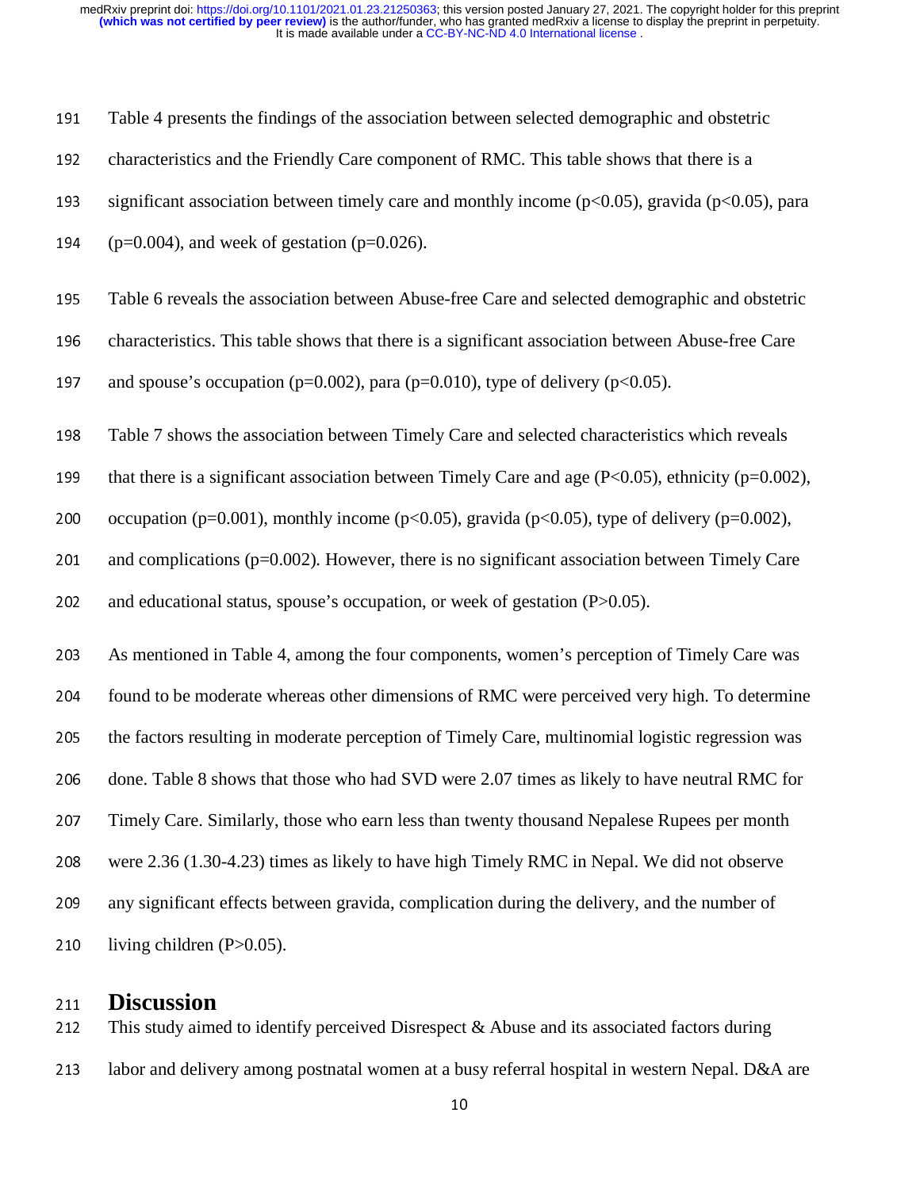Table 4 presents the findings of the association between selected demographic and obstetric characteristics and the Friendly Care component of RMC. This table shows that there is a significant association between timely care and monthly income ($p<0.05$), gravida ($p<0.05$), para ($p=0.004$), and week of gestation ($p=0.026$).

Table 6 reveals the association between Abuse-free Care and selected demographic and obstetric characteristics. This table shows that there is a significant association between Abuse-free Care and spouse's occupation ($p=0.002$), para ($p=0.010$), type of delivery ($p<0.05$).

Table 7 shows the association between Timely Care and selected characteristics which reveals that there is a significant association between Timely Care and age ($P<0.05$), ethnicity ($p=0.002$), occupation ($p=0.001$), monthly income ($p<0.05$), gravida ($p<0.05$), type of delivery ($p=0.002$), and complications ($p=0.002$). However, there is no significant association between Timely Care and educational status, spouse's occupation, or week of gestation ($P>0.05$).

As mentioned in Table 4, among the four components, women's perception of Timely Care was found to be moderate whereas other dimensions of RMC were perceived very high. To determine the factors resulting in moderate perception of Timely Care, multinomial logistic regression was done. Table 8 shows that those who had SVD were 2.07 times as likely to have neutral RMC for Timely Care. Similarly, those who earn less than twenty thousand Nepalese Rupees per month were 2.36 (1.30-4.23) times as likely to have high Timely RMC in Nepal. We did not observe any significant effects between gravida, complication during the delivery, and the number of living children ($P>0.05$).

# Discussion

This study aimed to identify perceived Disrespect & Abuse and its associated factors during labor and delivery among postnatal women at a busy referral hospital in western Nepal. D&A are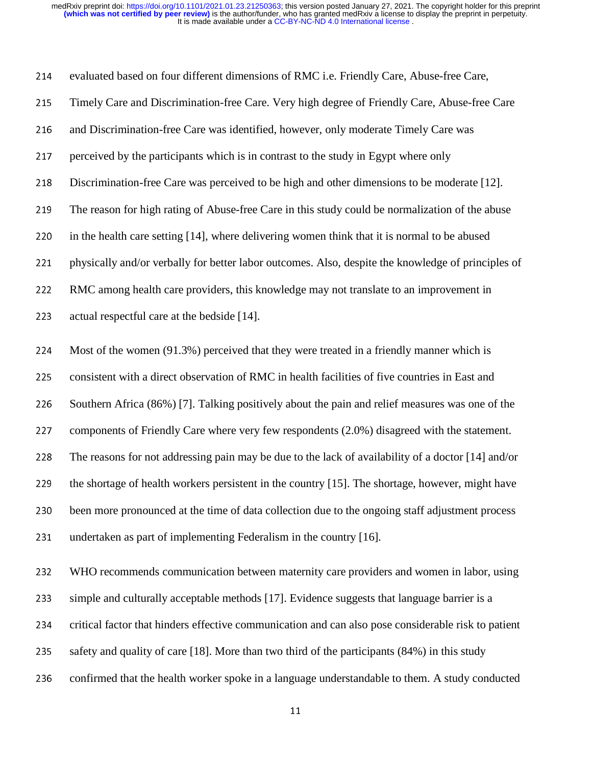evaluated based on four different dimensions of RMC i.e. Friendly Care, Abuse-free Care, Timely Care and Discrimination-free Care. Very high degree of Friendly Care, Abuse-free Care and Discrimination-free Care was identified, however, only moderate Timely Care was perceived by the participants which is in contrast to the study in Egypt where only Discrimination-free Care was perceived to be high and other dimensions to be moderate [12]. The reason for high rating of Abuse-free Care in this study could be normalization of the abuse in the health care setting [14], where delivering women think that it is normal to be abused physically and/or verbally for better labor outcomes. Also, despite the knowledge of principles of RMC among health care providers, this knowledge may not translate to an improvement in actual respectful care at the bedside [14].

Most of the women (91.3%) perceived that they were treated in a friendly manner which is consistent with a direct observation of RMC in health facilities of five countries in East and Southern Africa (86%) [7]. Talking positively about the pain and relief measures was one of the components of Friendly Care where very few respondents (2.0%) disagreed with the statement. The reasons for not addressing pain may be due to the lack of availability of a doctor [14] and/or the shortage of health workers persistent in the country [15]. The shortage, however, might have been more pronounced at the time of data collection due to the ongoing staff adjustment process undertaken as part of implementing Federalism in the country [16].

WHO recommends communication between maternity care providers and women in labor, using simple and culturally acceptable methods [17]. Evidence suggests that language barrier is a critical factor that hinders effective communication and can also pose considerable risk to patient safety and quality of care [18]. More than two third of the participants (84%) in this study confirmed that the health worker spoke in a language understandable to them. A study conducted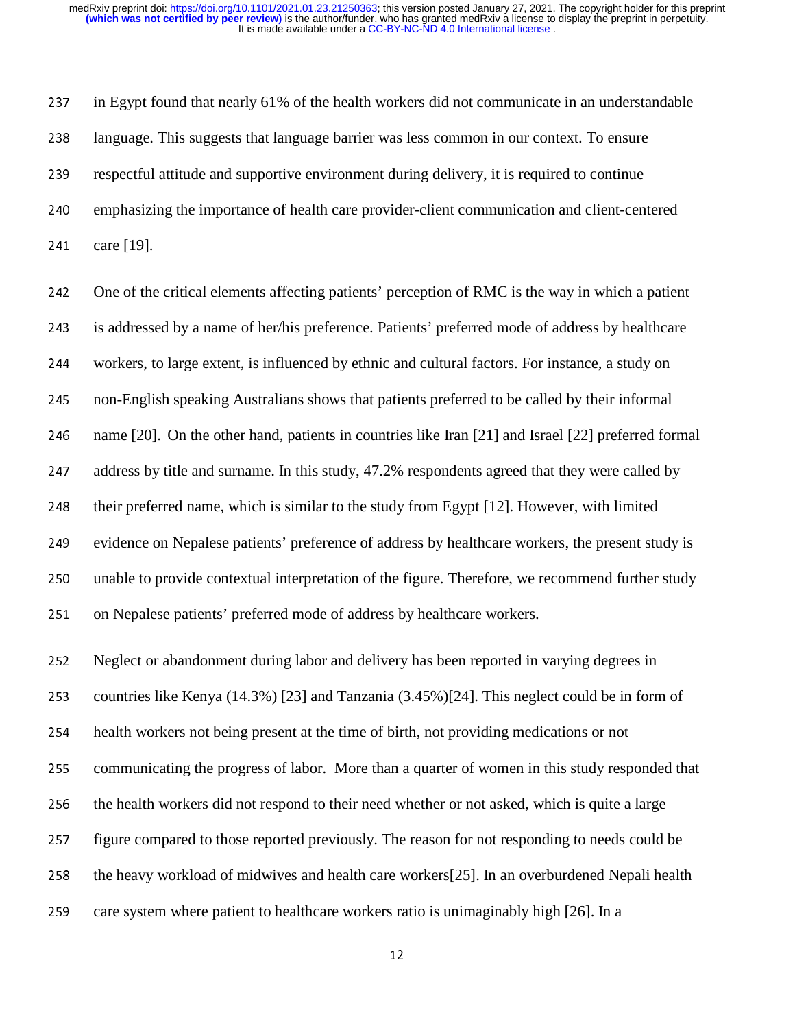in Egypt found that nearly 61% of the health workers did not communicate in an understandable language. This suggests that language barrier was less common in our context. To ensure respectful attitude and supportive environment during delivery, it is required to continue emphasizing the importance of health care provider-client communication and client-centered care [19].

One of the critical elements affecting patients' perception of RMC is the way in which a patient is addressed by a name of her/his preference. Patients' preferred mode of address by healthcare workers, to large extent, is influenced by ethnic and cultural factors. For instance, a study on non-English speaking Australians shows that patients preferred to be called by their informal name [20]. On the other hand, patients in countries like Iran [21] and Israel [22] preferred formal address by title and surname. In this study, 47.2% respondents agreed that they were called by their preferred name, which is similar to the study from Egypt [12]. However, with limited evidence on Nepalese patients' preference of address by healthcare workers, the present study is unable to provide contextual interpretation of the figure. Therefore, we recommend further study on Nepalese patients' preferred mode of address by healthcare workers.

Neglect or abandonment during labor and delivery has been reported in varying degrees in countries like Kenya (14.3%) [23] and Tanzania (3.45%)[24]. This neglect could be in form of health workers not being present at the time of birth, not providing medications or not communicating the progress of labor. More than a quarter of women in this study responded that the health workers did not respond to their need whether or not asked, which is quite a large figure compared to those reported previously. The reason for not responding to needs could be the heavy workload of midwives and health care workers[25]. In an overburdened Nepali health care system where patient to healthcare workers ratio is unimaginably high [26]. In a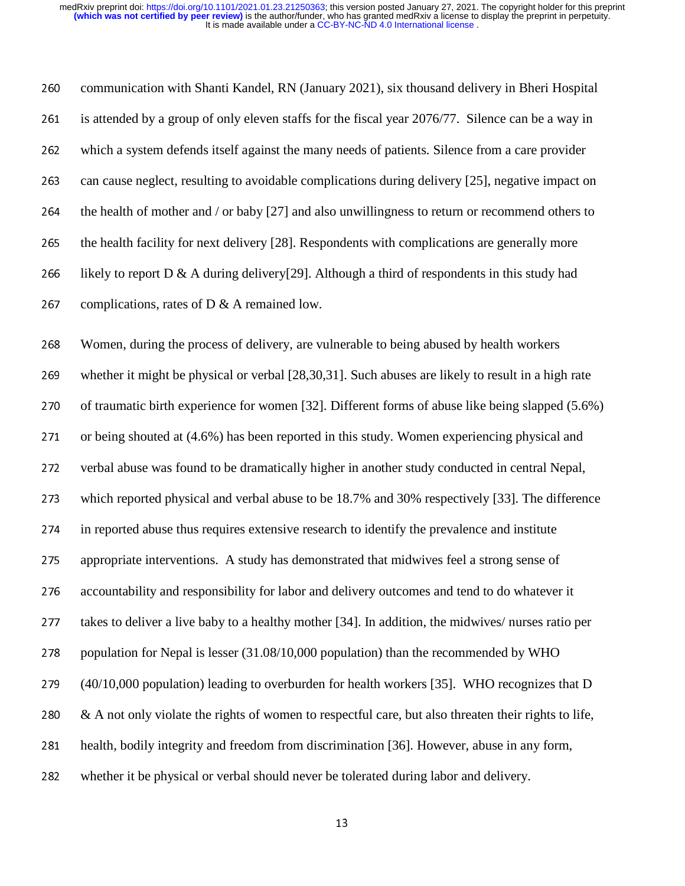communication with Shanti Kandel, RN (January 2021), six thousand delivery in Bheri Hospital is attended by a group of only eleven staffs for the fiscal year 2076/77. Silence can be a way in which a system defends itself against the many needs of patients. Silence from a care provider can cause neglect, resulting to avoidable complications during delivery [25], negative impact on the health of mother and / or baby [27] and also unwillingness to return or recommend others to the health facility for next delivery [28]. Respondents with complications are generally more likely to report D & A during delivery[29]. Although a third of respondents in this study had complications, rates of D & A remained low.

Women, during the process of delivery, are vulnerable to being abused by health workers whether it might be physical or verbal [28,30,31]. Such abuses are likely to result in a high rate of traumatic birth experience for women [32]. Different forms of abuse like being slapped (5.6%) or being shouted at (4.6%) has been reported in this study. Women experiencing physical and verbal abuse was found to be dramatically higher in another study conducted in central Nepal, which reported physical and verbal abuse to be 18.7% and 30% respectively [33]. The difference in reported abuse thus requires extensive research to identify the prevalence and institute appropriate interventions. A study has demonstrated that midwives feel a strong sense of accountability and responsibility for labor and delivery outcomes and tend to do whatever it takes to deliver a live baby to a healthy mother [34]. In addition, the midwives/ nurses ratio per population for Nepal is lesser (31.08/10,000 population) than the recommended by WHO (40/10,000 population) leading to overburden for health workers [35]. WHO recognizes that D & A not only violate the rights of women to respectful care, but also threaten their rights to life, health, bodily integrity and freedom from discrimination [36]. However, abuse in any form, whether it be physical or verbal should never be tolerated during labor and delivery.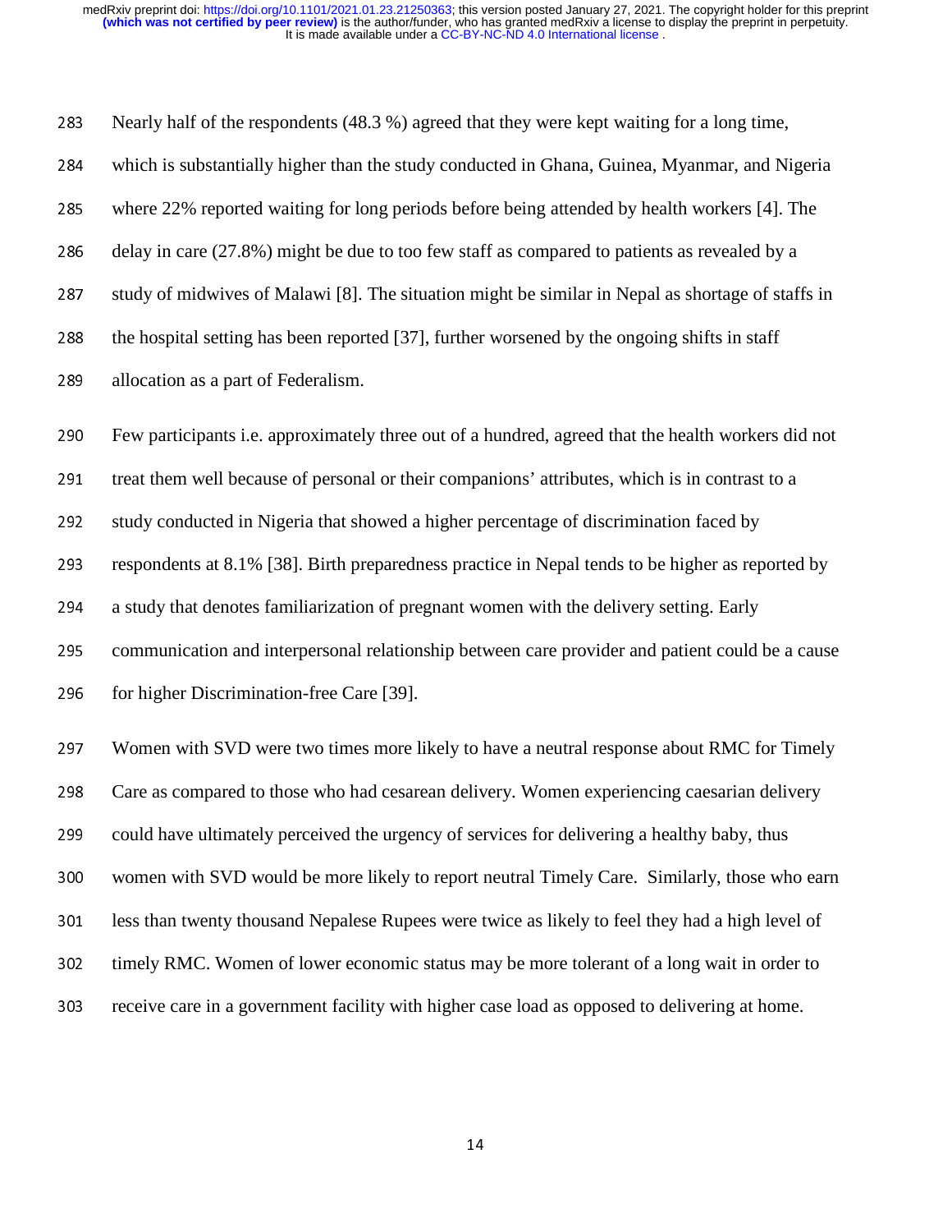Nearly half of the respondents (48.3 %) agreed that they were kept waiting for a long time, which is substantially higher than the study conducted in Ghana, Guinea, Myanmar, and Nigeria where 22% reported waiting for long periods before being attended by health workers [4]. The delay in care (27.8%) might be due to too few staff as compared to patients as revealed by a study of midwives of Malawi [8]. The situation might be similar in Nepal as shortage of staffs in the hospital setting has been reported [37], further worsened by the ongoing shifts in staff allocation as a part of Federalism.

Few participants i.e. approximately three out of a hundred, agreed that the health workers did not treat them well because of personal or their companions' attributes, which is in contrast to a study conducted in Nigeria that showed a higher percentage of discrimination faced by respondents at 8.1% [38]. Birth preparedness practice in Nepal tends to be higher as reported by a study that denotes familiarization of pregnant women with the delivery setting. Early communication and interpersonal relationship between care provider and patient could be a cause for higher Discrimination-free Care [39].

Women with SVD were two times more likely to have a neutral response about RMC for Timely Care as compared to those who had cesarean delivery. Women experiencing caesarian delivery could have ultimately perceived the urgency of services for delivering a healthy baby, thus women with SVD would be more likely to report neutral Timely Care. Similarly, those who earn less than twenty thousand Nepalese Rupees were twice as likely to feel they had a high level of timely RMC. Women of lower economic status may be more tolerant of a long wait in order to receive care in a government facility with higher case load as opposed to delivering at home.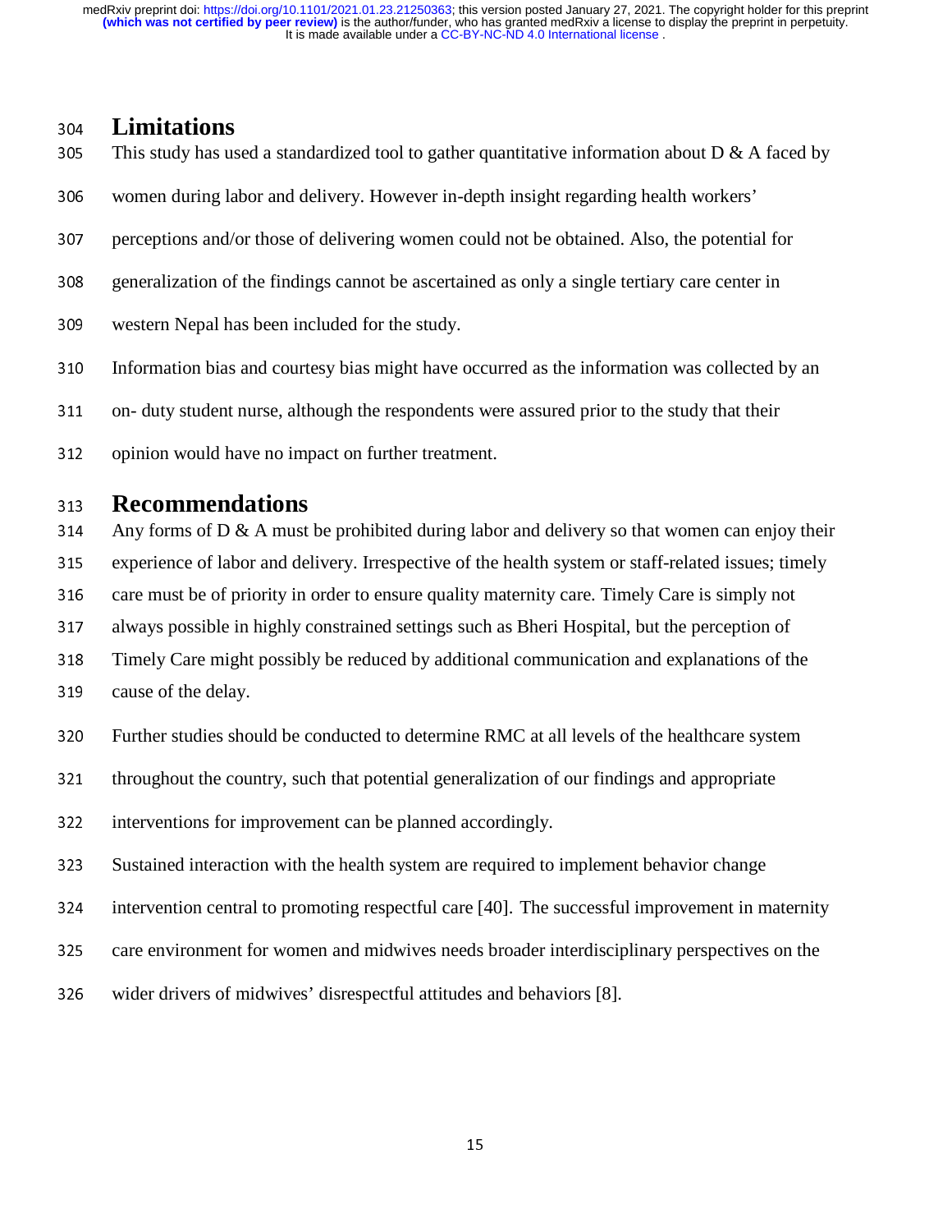## Limitations

This study has used a standardized tool to gather quantitative information about D & A faced by women during labor and delivery. However in-depth insight regarding health workers' perceptions and/or those of delivering women could not be obtained. Also, the potential for generalization of the findings cannot be ascertained as only a single tertiary care center in western Nepal has been included for the study.

Information bias and courtesy bias might have occurred as the information was collected by an on- duty student nurse, although the respondents were assured prior to the study that their opinion would have no impact on further treatment.

## Recommendations

Any forms of D & A must be prohibited during labor and delivery so that women can enjoy their experience of labor and delivery. Irrespective of the health system or staff-related issues; timely care must be of priority in order to ensure quality maternity care. Timely Care is simply not always possible in highly constrained settings such as Bheri Hospital, but the perception of Timely Care might possibly be reduced by additional communication and explanations of the cause of the delay.

Further studies should be conducted to determine RMC at all levels of the healthcare system throughout the country, such that potential generalization of our findings and appropriate interventions for improvement can be planned accordingly.

Sustained interaction with the health system are required to implement behavior change intervention central to promoting respectful care [40]. The successful improvement in maternity care environment for women and midwives needs broader interdisciplinary perspectives on the wider drivers of midwives' disrespectful attitudes and behaviors [8].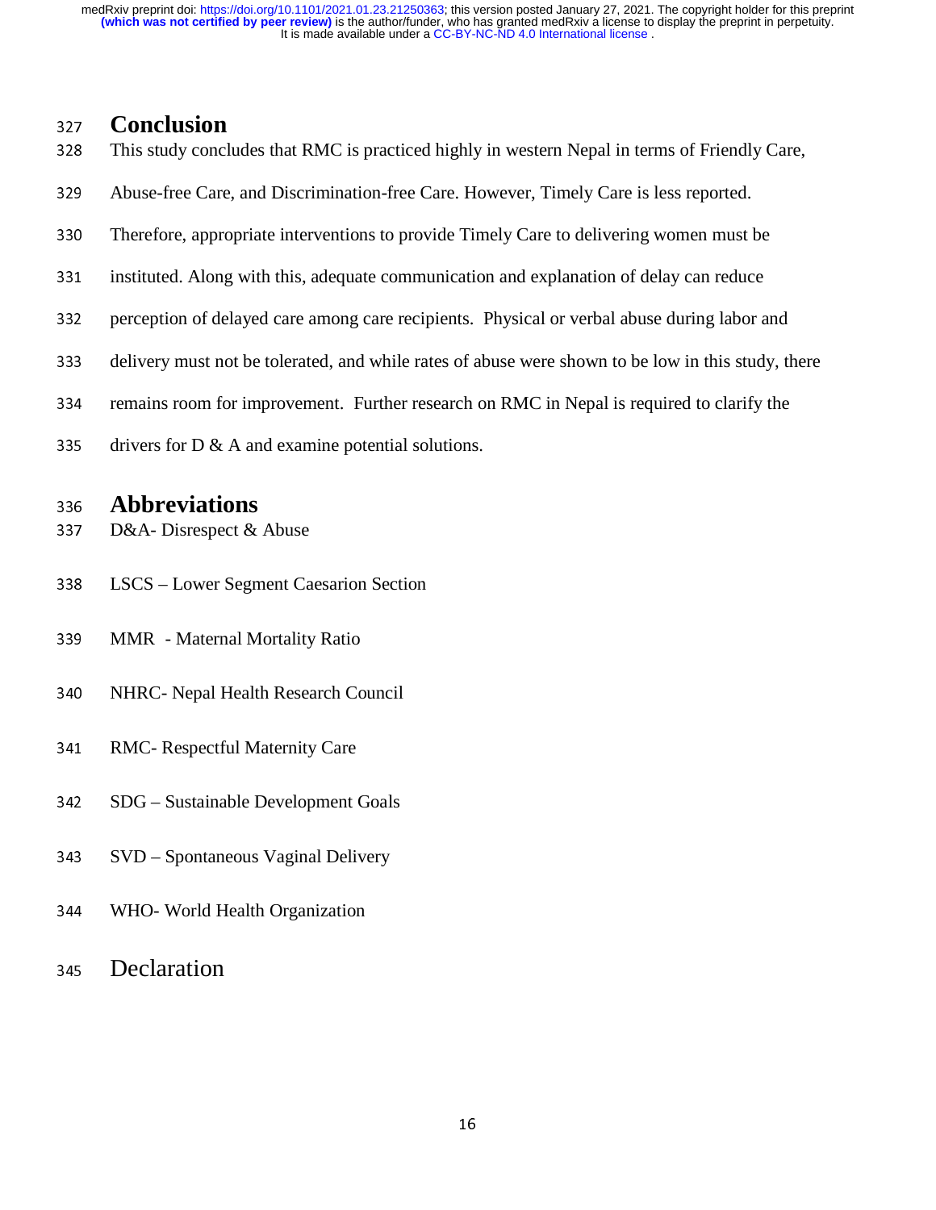## Conclusion

This study concludes that RMC is practiced highly in western Nepal in terms of Friendly Care, Abuse-free Care, and Discrimination-free Care. However, Timely Care is less reported. Therefore, appropriate interventions to provide Timely Care to delivering women must be instituted. Along with this, adequate communication and explanation of delay can reduce perception of delayed care among care recipients. Physical or verbal abuse during labor and delivery must not be tolerated, and while rates of abuse were shown to be low in this study, there remains room for improvement. Further research on RMC in Nepal is required to clarify the drivers for D & A and examine potential solutions.

## Abbreviations

D&A- Disrespect & Abuse

LSCS – Lower Segment Caesarion Section

MMR - Maternal Mortality Ratio

NHRC- Nepal Health Research Council

RMC- Respectful Maternity Care

SDG – Sustainable Development Goals

SVD – Spontaneous Vaginal Delivery

WHO- World Health Organization

## Declaration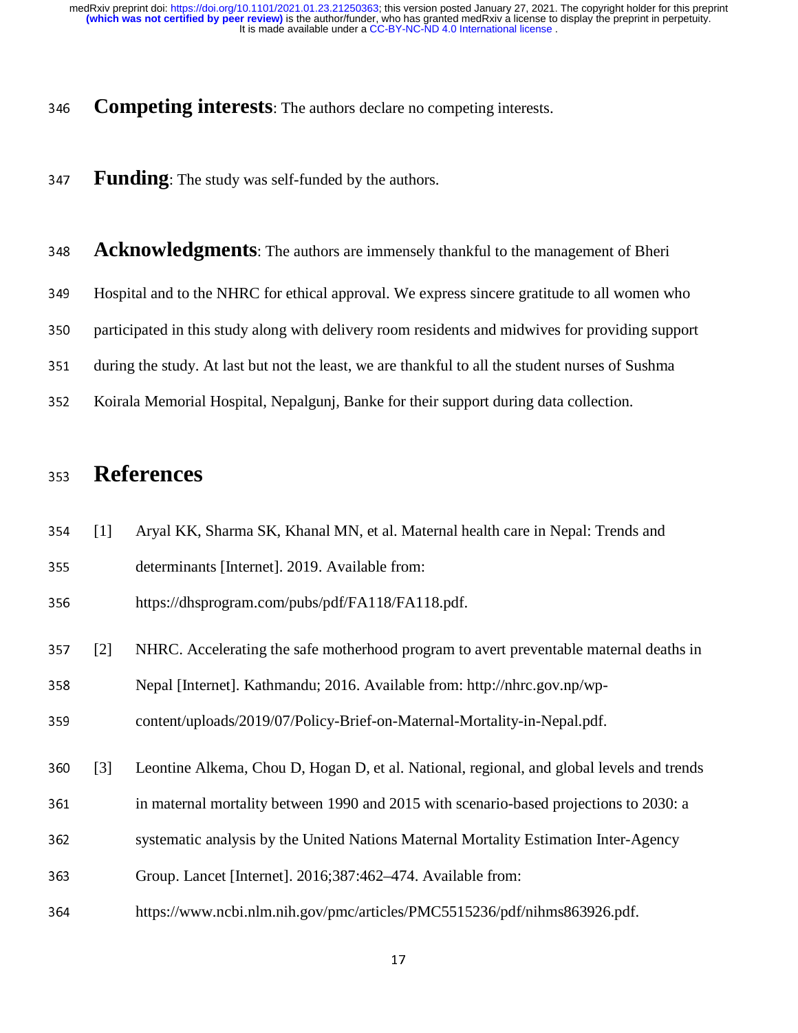**Competing interests**: The authors declare no competing interests.

**Funding**: The study was self-funded by the authors.

**Acknowledgments**: The authors are immensely thankful to the management of Bheri Hospital and to the NHRC for ethical approval. We express sincere gratitude to all women who participated in this study along with delivery room residents and midwives for providing support during the study. At last but not the least, we are thankful to all the student nurses of Sushma Koirala Memorial Hospital, Nepalgunj, Banke for their support during data collection.

# References

[1] Aryal KK, Sharma SK, Khanal MN, et al. Maternal health care in Nepal: Trends and determinants [Internet]. 2019. Available from: https://dhsprogram.com/pubs/pdf/FA118/FA118.pdf.

[2] NHRC. Accelerating the safe motherhood program to avert preventable maternal deaths in Nepal [Internet]. Kathmandu; 2016. Available from: http://nhrc.gov.np/wp-content/uploads/2019/07/Policy-Brief-on-Maternal-Mortality-in-Nepal.pdf.

[3] Leontine Alkema, Chou D, Hogan D, et al. National, regional, and global levels and trends in maternal mortality between 1990 and 2015 with scenario-based projections to 2030: a systematic analysis by the United Nations Maternal Mortality Estimation Inter-Agency Group. Lancet [Internet]. 2016;387:462–474. Available from: https://www.ncbi.nlm.nih.gov/pmc/articles/PMC5515236/pdf/nihms863926.pdf.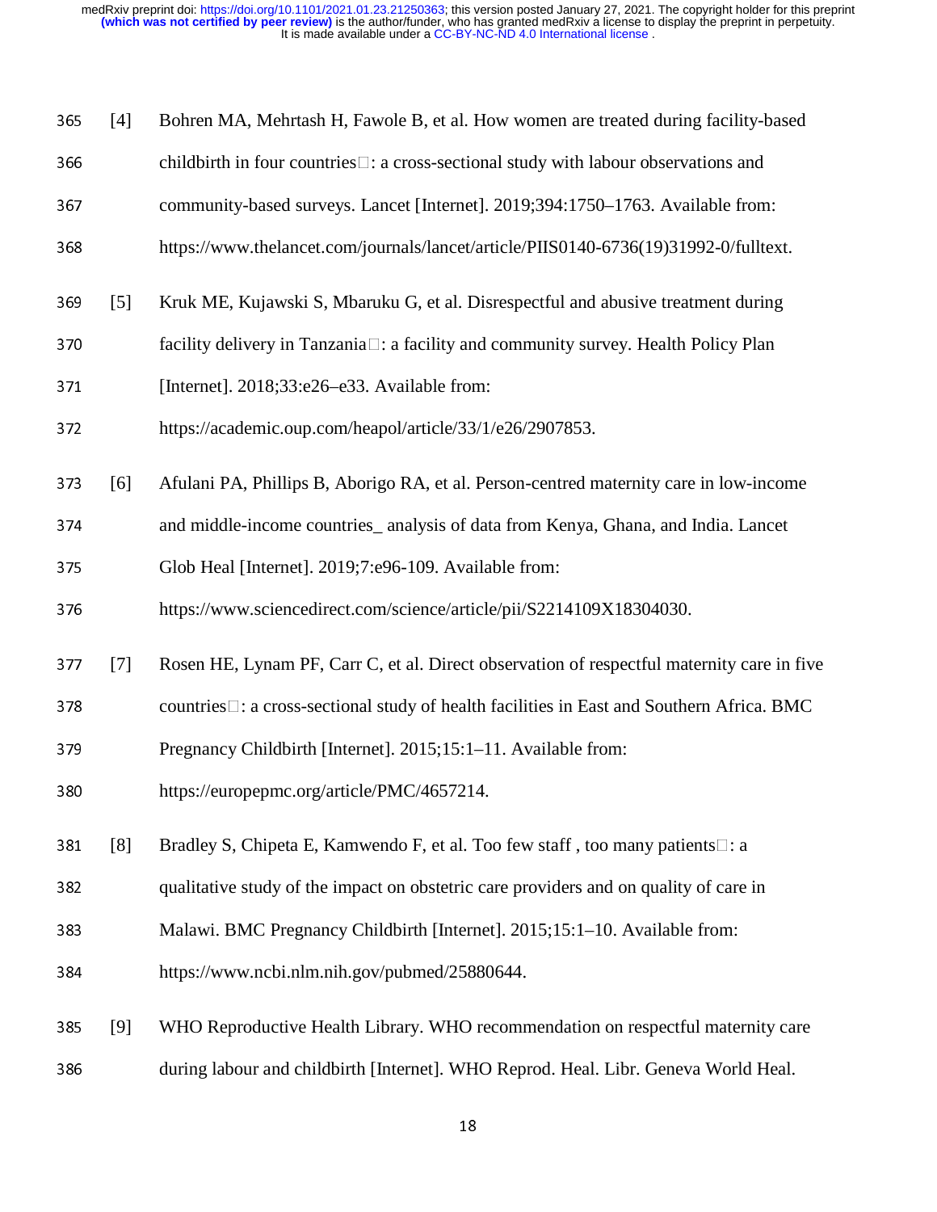[4] Bohren MA, Mehrtash H, Fawole B, et al. How women are treated during facility-based childbirth in four countries□: a cross-sectional study with labour observations and community-based surveys. Lancet [Internet]. 2019;394:1750–1763. Available from: https://www.thelancet.com/journals/lancet/article/PIIS0140-6736(19)31992-0/fulltext.

[5] Kruk ME, Kujawski S, Mbaruku G, et al. Disrespectful and abusive treatment during facility delivery in Tanzania□: a facility and community survey. Health Policy Plan [Internet]. 2018;33:e26–e33. Available from: https://academic.oup.com/heapol/article/33/1/e26/2907853.

[6] Afulani PA, Phillips B, Aborigo RA, et al. Person-centred maternity care in low-income and middle-income countries_ analysis of data from Kenya, Ghana, and India. Lancet Glob Heal [Internet]. 2019;7:e96-109. Available from: https://www.sciencedirect.com/science/article/pii/S2214109X18304030.

[7] Rosen HE, Lynam PF, Carr C, et al. Direct observation of respectful maternity care in five countries□: a cross-sectional study of health facilities in East and Southern Africa. BMC Pregnancy Childbirth [Internet]. 2015;15:1–11. Available from: https://europepmc.org/article/PMC/4657214.

[8] Bradley S, Chipeta E, Kamwendo F, et al. Too few staff , too many patients□: a qualitative study of the impact on obstetric care providers and on quality of care in Malawi. BMC Pregnancy Childbirth [Internet]. 2015;15:1–10. Available from: https://www.ncbi.nlm.nih.gov/pubmed/25880644.

[9] WHO Reproductive Health Library. WHO recommendation on respectful maternity care during labour and childbirth [Internet]. WHO Reprod. Heal. Libr. Geneva World Heal.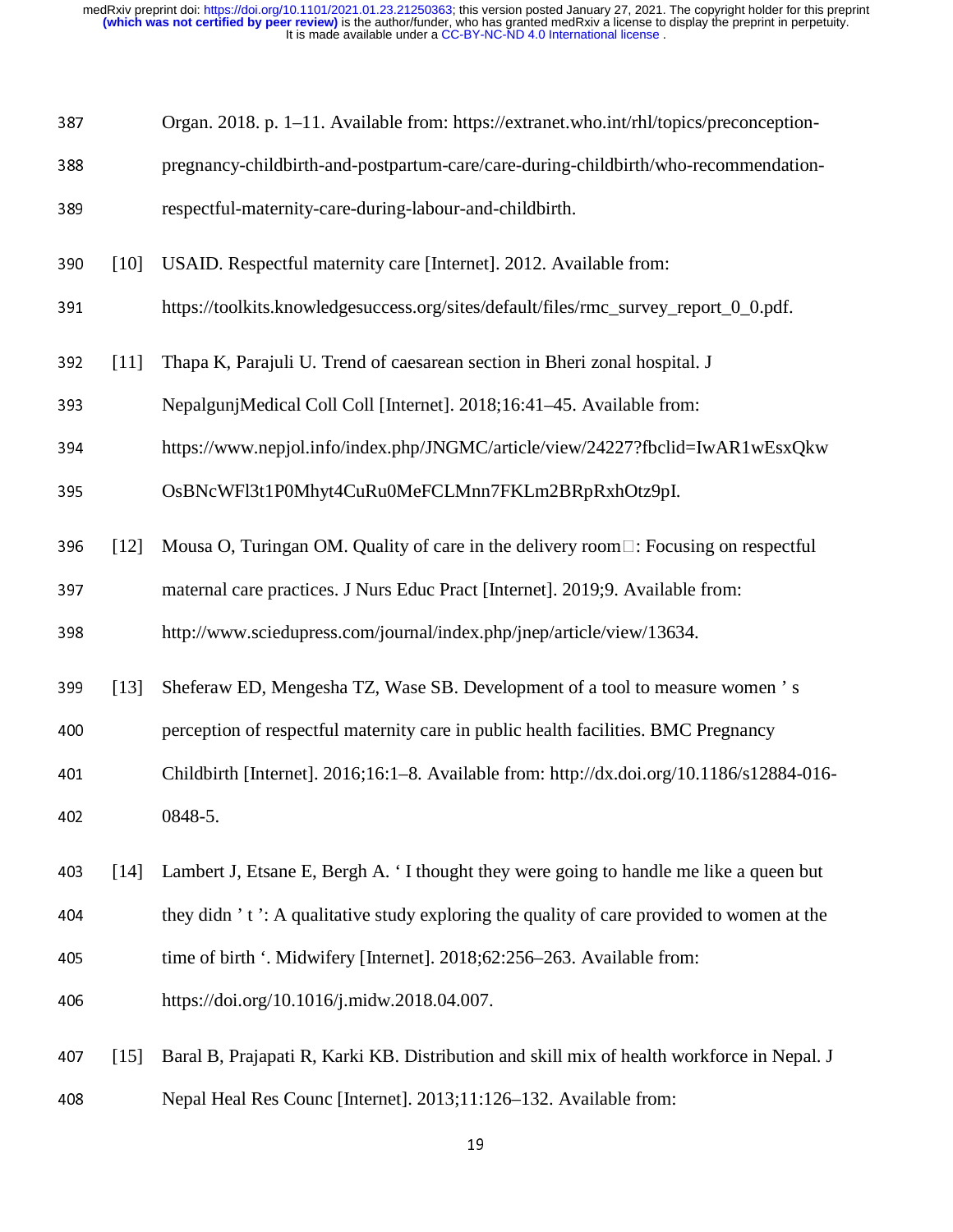Organ. 2018. p. 1–11. Available from: https://extranet.who.int/rhl/topics/preconception-pregnancy-childbirth-and-postpartum-care/care-during-childbirth/who-recommendation-respectful-maternity-care-during-labour-and-childbirth.

[10] USAID. Respectful maternity care [Internet]. 2012. Available from: https://toolkits.knowledgesuccess.org/sites/default/files/rmc_survey_report_0_0.pdf.

[11] Thapa K, Parajuli U. Trend of caesarean section in Bheri zonal hospital. J NepalgunjMedical Coll Coll [Internet]. 2018;16:41–45. Available from: https://www.nepjol.info/index.php/JNGMC/article/view/24227?fbclid=IwAR1wEsxQkwOsBNcWFl3t1P0Mhyt4CuRu0MeFCLMnn7FKLm2BRpRxhOtz9pI.

[12] Mousa O, Turingan OM. Quality of care in the delivery room□: Focusing on respectful maternal care practices. J Nurs Educ Pract [Internet]. 2019;9. Available from: http://www.sciedupress.com/journal/index.php/jnep/article/view/13634.

[13] Sheferaw ED, Mengesha TZ, Wase SB. Development of a tool to measure women ' s perception of respectful maternity care in public health facilities. BMC Pregnancy Childbirth [Internet]. 2016;16:1–8. Available from: http://dx.doi.org/10.1186/s12884-016-0848-5.

[14] Lambert J, Etsane E, Bergh A. ' I thought they were going to handle me like a queen but they didn ' t ': A qualitative study exploring the quality of care provided to women at the time of birth '. Midwifery [Internet]. 2018;62:256–263. Available from: https://doi.org/10.1016/j.midw.2018.04.007.

[15] Baral B, Prajapati R, Karki KB. Distribution and skill mix of health workforce in Nepal. J Nepal Heal Res Counc [Internet]. 2013;11:126–132. Available from: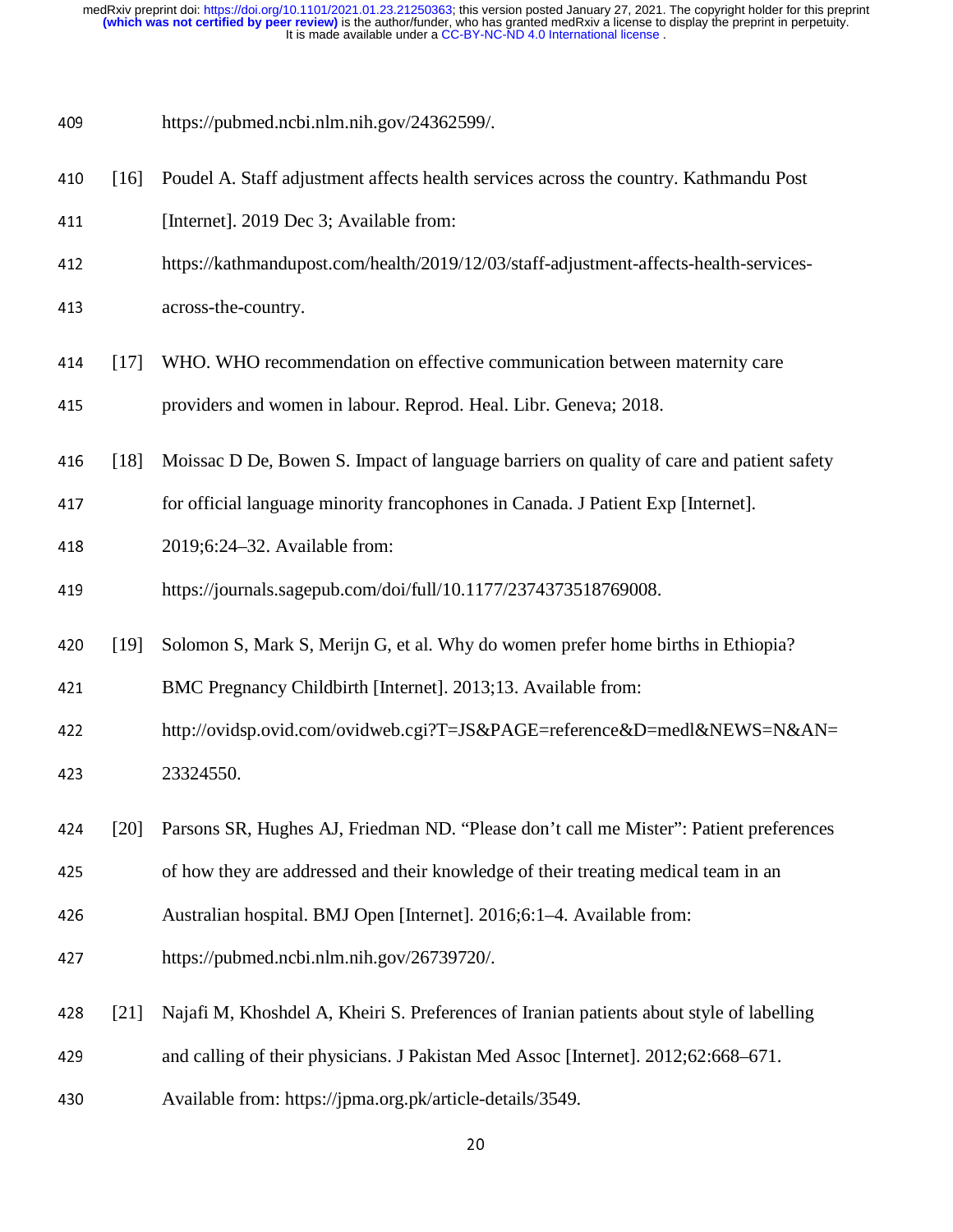https://pubmed.ncbi.nlm.nih.gov/24362599/.

[16] Poudel A. Staff adjustment affects health services across the country. Kathmandu Post [Internet]. 2019 Dec 3; Available from: https://kathmandupost.com/health/2019/12/03/staff-adjustment-affects-health-services-across-the-country.

[17] WHO. WHO recommendation on effective communication between maternity care providers and women in labour. Reprod. Heal. Libr. Geneva; 2018.

[18] Moissac D De, Bowen S. Impact of language barriers on quality of care and patient safety for official language minority francophones in Canada. J Patient Exp [Internet]. 2019;6:24–32. Available from: https://journals.sagepub.com/doi/full/10.1177/2374373518769008.

[19] Solomon S, Mark S, Merijn G, et al. Why do women prefer home births in Ethiopia? BMC Pregnancy Childbirth [Internet]. 2013;13. Available from: http://ovidsp.ovid.com/ovidweb.cgi?T=JS&PAGE=reference&D=medl&NEWS=N&AN=23324550.

[20] Parsons SR, Hughes AJ, Friedman ND. "Please don't call me Mister": Patient preferences of how they are addressed and their knowledge of their treating medical team in an Australian hospital. BMJ Open [Internet]. 2016;6:1–4. Available from: https://pubmed.ncbi.nlm.nih.gov/26739720/.

[21] Najafi M, Khoshdel A, Kheiri S. Preferences of Iranian patients about style of labelling and calling of their physicians. J Pakistan Med Assoc [Internet]. 2012;62:668–671. Available from: https://jpma.org.pk/article-details/3549.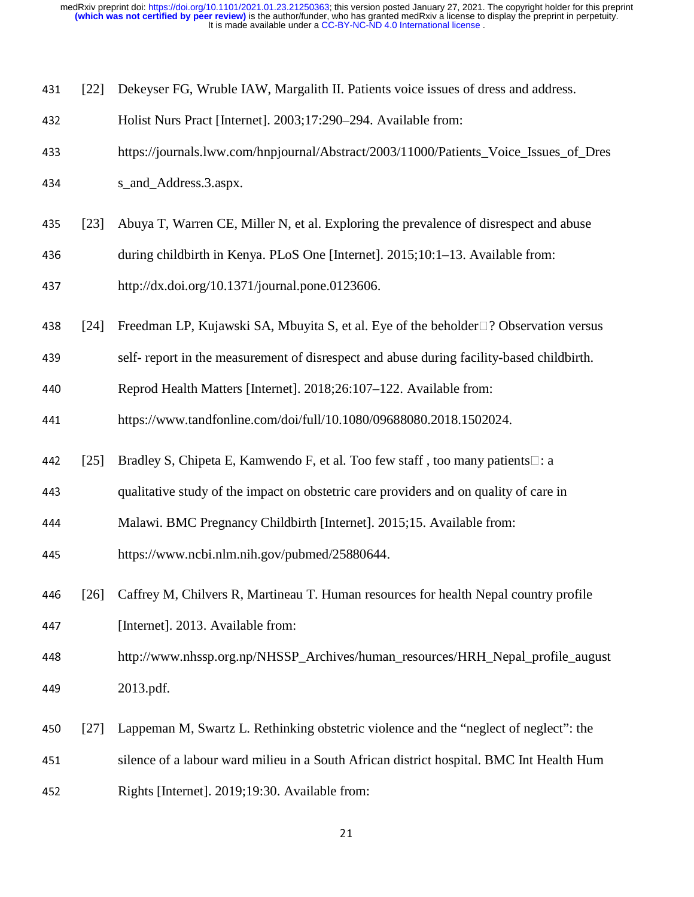[22] Dekeyser FG, Wruble IAW, Margalith II. Patients voice issues of dress and address. Holist Nurs Pract [Internet]. 2003;17:290–294. Available from: https://journals.lww.com/hnpjournal/Abstract/2003/11000/Patients_Voice_Issues_of_Dress_and_Address.3.aspx.

[23] Abuya T, Warren CE, Miller N, et al. Exploring the prevalence of disrespect and abuse during childbirth in Kenya. PLoS One [Internet]. 2015;10:1–13. Available from: http://dx.doi.org/10.1371/journal.pone.0123606.

[24] Freedman LP, Kujawski SA, Mbuyita S, et al. Eye of the beholder□? Observation versus self- report in the measurement of disrespect and abuse during facility-based childbirth. Reprod Health Matters [Internet]. 2018;26:107–122. Available from: https://www.tandfonline.com/doi/full/10.1080/09688080.2018.1502024.

[25] Bradley S, Chipeta E, Kamwendo F, et al. Too few staff , too many patients□: a qualitative study of the impact on obstetric care providers and on quality of care in Malawi. BMC Pregnancy Childbirth [Internet]. 2015;15. Available from: https://www.ncbi.nlm.nih.gov/pubmed/25880644.

[26] Caffrey M, Chilvers R, Martineau T. Human resources for health Nepal country profile [Internet]. 2013. Available from: http://www.nhssp.org.np/NHSSP_Archives/human_resources/HRH_Nepal_profile_august2013.pdf.

[27] Lappeman M, Swartz L. Rethinking obstetric violence and the "neglect of neglect": the silence of a labour ward milieu in a South African district hospital. BMC Int Health Hum Rights [Internet]. 2019;19:30. Available from: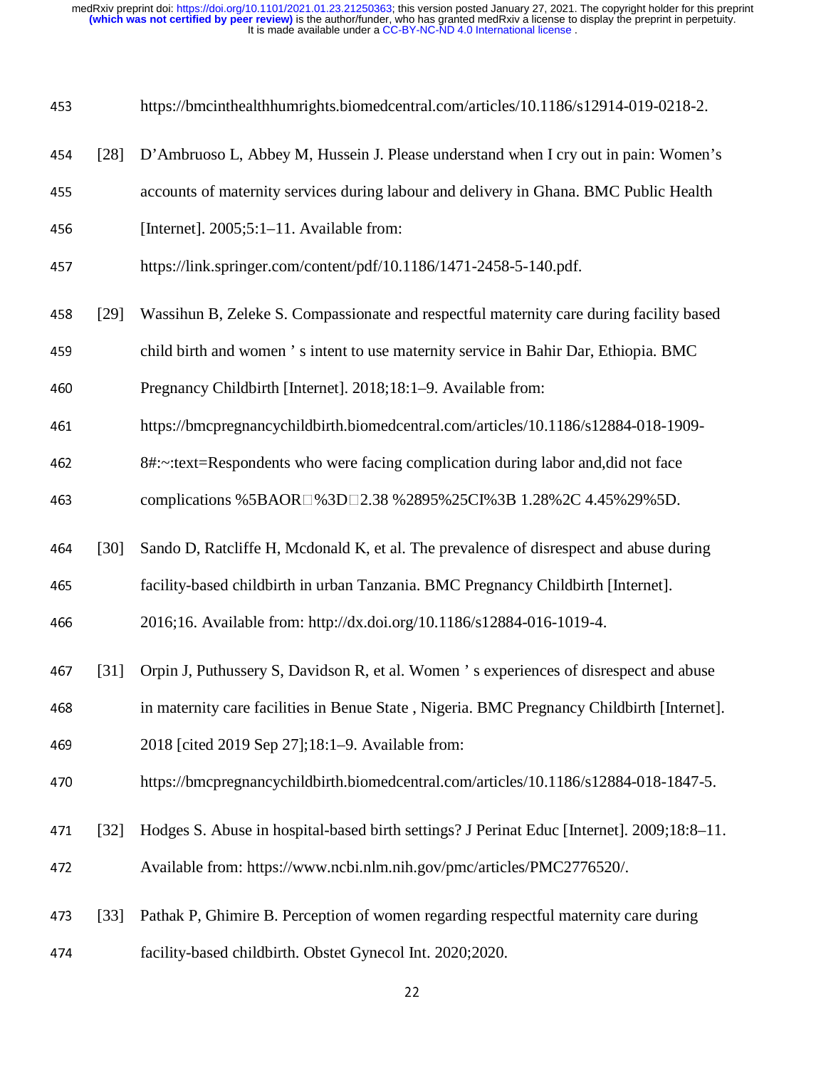https://bmcinthealthhumrights.biomedcentral.com/articles/10.1186/s12914-019-0218-2.

[28] D'Ambruoso L, Abbey M, Hussein J. Please understand when I cry out in pain: Women's accounts of maternity services during labour and delivery in Ghana. BMC Public Health [Internet]. 2005;5:1–11. Available from: https://link.springer.com/content/pdf/10.1186/1471-2458-5-140.pdf.

[29] Wassihun B, Zeleke S. Compassionate and respectful maternity care during facility based child birth and women ' s intent to use maternity service in Bahir Dar, Ethiopia. BMC Pregnancy Childbirth [Internet]. 2018;18:1–9. Available from: https://bmcpregnancychildbirth.biomedcentral.com/articles/10.1186/s12884-018-1909-8#:~:text=Respondents who were facing complication during labor and,did not face complications %5BAOR□%3D□2.38 %2895%25CI%3B 1.28%2C 4.45%29%5D.

[30] Sando D, Ratcliffe H, Mcdonald K, et al. The prevalence of disrespect and abuse during facility-based childbirth in urban Tanzania. BMC Pregnancy Childbirth [Internet]. 2016;16. Available from: http://dx.doi.org/10.1186/s12884-016-1019-4.

[31] Orpin J, Puthussery S, Davidson R, et al. Women ' s experiences of disrespect and abuse in maternity care facilities in Benue State , Nigeria. BMC Pregnancy Childbirth [Internet]. 2018 [cited 2019 Sep 27];18:1–9. Available from: https://bmcpregnancychildbirth.biomedcentral.com/articles/10.1186/s12884-018-1847-5.

[32] Hodges S. Abuse in hospital-based birth settings? J Perinat Educ [Internet]. 2009;18:8–11. Available from: https://www.ncbi.nlm.nih.gov/pmc/articles/PMC2776520/.

[33] Pathak P, Ghimire B. Perception of women regarding respectful maternity care during facility-based childbirth. Obstet Gynecol Int. 2020;2020.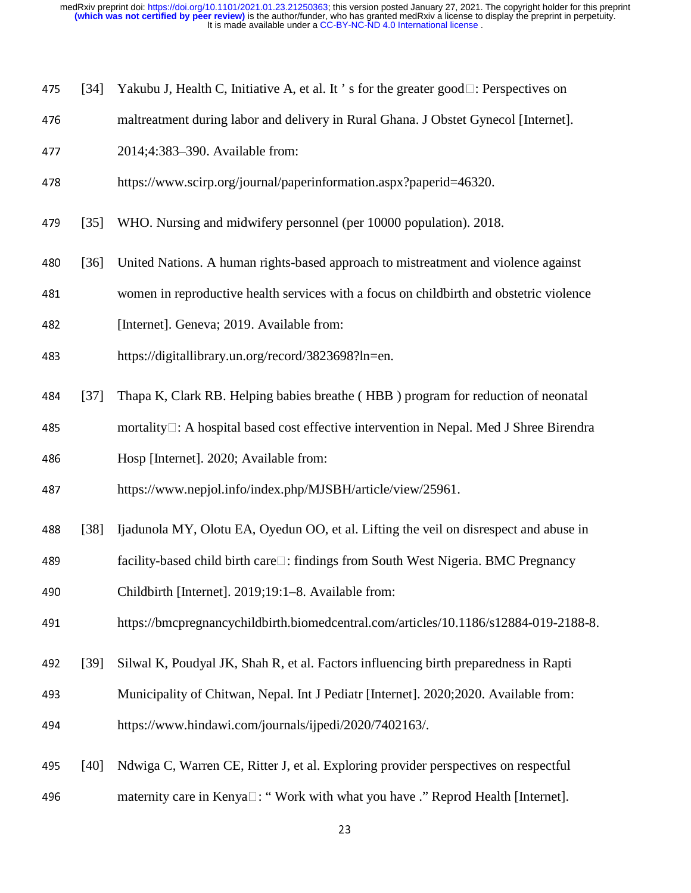[34] Yakubu J, Health C, Initiative A, et al. It ' s for the greater good□: Perspectives on maltreatment during labor and delivery in Rural Ghana. J Obstet Gynecol [Internet]. 2014;4:383–390. Available from: https://www.scirp.org/journal/paperinformation.aspx?paperid=46320.

[35] WHO. Nursing and midwifery personnel (per 10000 population). 2018.

[36] United Nations. A human rights-based approach to mistreatment and violence against women in reproductive health services with a focus on childbirth and obstetric violence [Internet]. Geneva; 2019. Available from: https://digitallibrary.un.org/record/3823698?ln=en.

[37] Thapa K, Clark RB. Helping babies breathe ( HBB ) program for reduction of neonatal mortality□: A hospital based cost effective intervention in Nepal. Med J Shree Birendra Hosp [Internet]. 2020; Available from: https://www.nepjol.info/index.php/MJSBH/article/view/25961.

[38] Ijadunola MY, Olotu EA, Oyedun OO, et al. Lifting the veil on disrespect and abuse in facility-based child birth care□: findings from South West Nigeria. BMC Pregnancy Childbirth [Internet]. 2019;19:1–8. Available from: https://bmcpregnancychildbirth.biomedcentral.com/articles/10.1186/s12884-019-2188-8.

[39] Silwal K, Poudyal JK, Shah R, et al. Factors influencing birth preparedness in Rapti Municipality of Chitwan, Nepal. Int J Pediatr [Internet]. 2020;2020. Available from: https://www.hindawi.com/journals/ijpedi/2020/7402163/.

[40] Ndwiga C, Warren CE, Ritter J, et al. Exploring provider perspectives on respectful maternity care in Kenya□: " Work with what you have ." Reprod Health [Internet].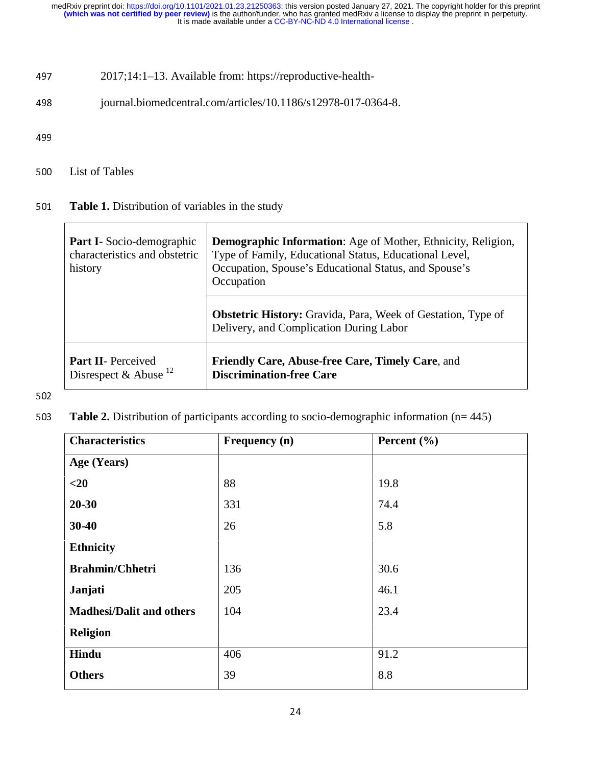2017;14:1–13. Available from: https://reproductive-health-journal.biomedcentral.com/articles/10.1186/s12978-017-0364-8.

List of Tables

**Table 1.** Distribution of variables in the study

| | |
|---|---|
| **Part I-** Socio-demographic characteristics and obstetric history | **Demographic Information**: Age of Mother, Ethnicity, Religion, Type of Family, Educational Status, Educational Level, Occupation, Spouse's Educational Status, and Spouse's Occupation |
| | **Obstetric History:** Gravida, Para, Week of Gestation, Type of Delivery, and Complication During Labor |
| **Part II**- Perceived Disrespect & Abuse [12] | **Friendly Care, Abuse-free Care, Timely Care**, and **Discrimination-free Care** |

**Table 2.** Distribution of participants according to socio-demographic information (n= 445)

| Characteristics | Frequency (n) | Percent (%) |
|---|---|---|
| **Age (Years)** | | |
| **<20** | 88 | 19.8 |
| **20-30** | 331 | 74.4 |
| **30-40** | 26 | 5.8 |
| **Ethnicity** | | |
| **Brahmin/Chhetri** | 136 | 30.6 |
| **Janjati** | 205 | 46.1 |
| **Madhesi/Dalit and others** | 104 | 23.4 |
| **Religion** | | |
| **Hindu** | 406 | 91.2 |
| **Others** | 39 | 8.8 |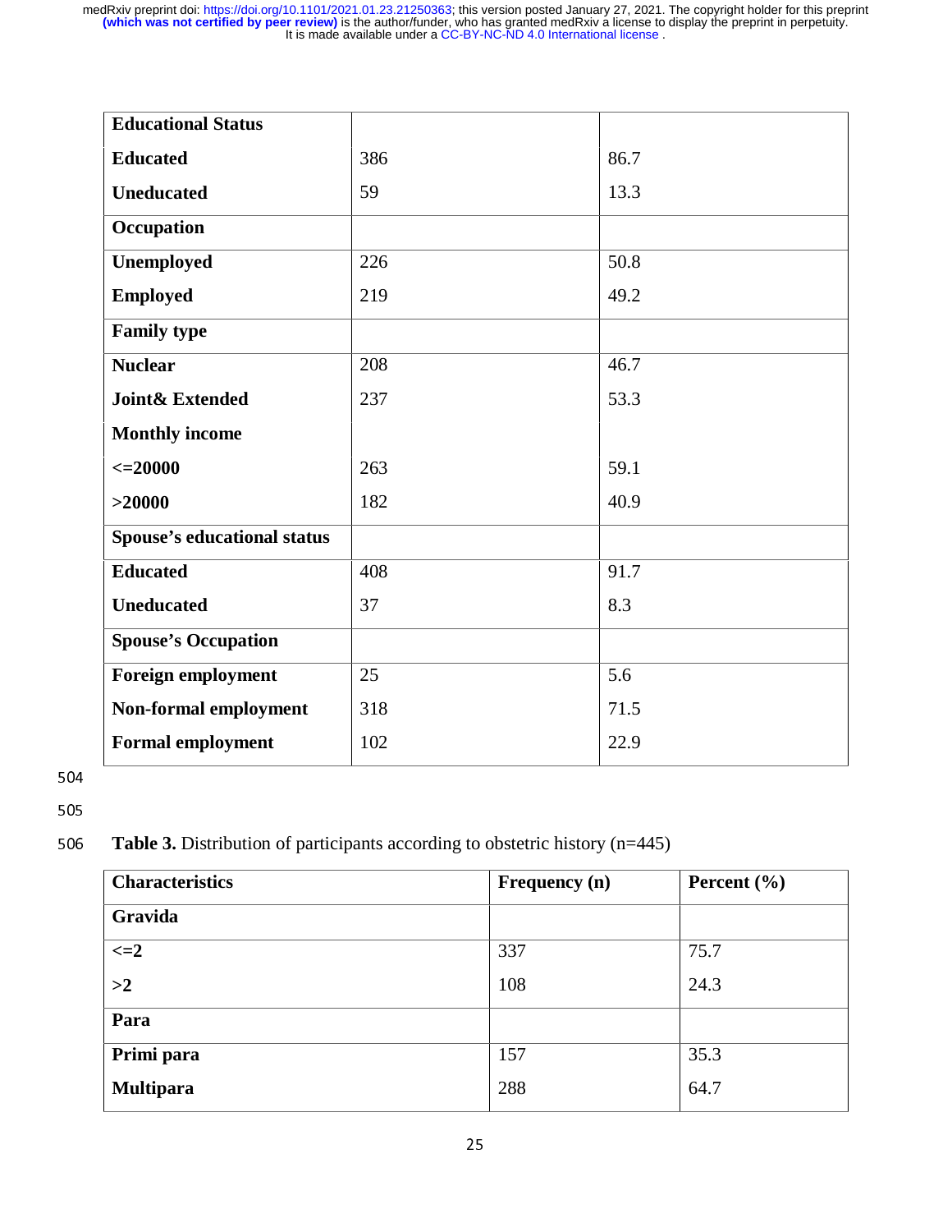| | | |
|---|---|---|
| **Educational Status** | | |
| **Educated** | 386 | 86.7 |
| **Uneducated** | 59 | 13.3 |
| **Occupation** | | |
| **Unemployed** | 226 | 50.8 |
| **Employed** | 219 | 49.2 |
| **Family type** | | |
| **Nuclear** | 208 | 46.7 |
| **Joint& Extended** | 237 | 53.3 |
| **Monthly income** | | |
| **<=20000** | 263 | 59.1 |
| **>20000** | 182 | 40.9 |
| **Spouse's educational status** | | |
| **Educated** | 408 | 91.7 |
| **Uneducated** | 37 | 8.3 |
| **Spouse's Occupation** | | |
| **Foreign employment** | 25 | 5.6 |
| **Non-formal employment** | 318 | 71.5 |
| **Formal employment** | 102 | 22.9 |

**Table 3.** Distribution of participants according to obstetric history (n=445)

| Characteristics | Frequency (n) | Percent (%) |
|---|---|---|
| **Gravida** | | |
| **<=2** | 337 | 75.7 |
| **>2** | 108 | 24.3 |
| **Para** | | |
| **Primi para** | 157 | 35.3 |
| **Multipara** | 288 | 64.7 |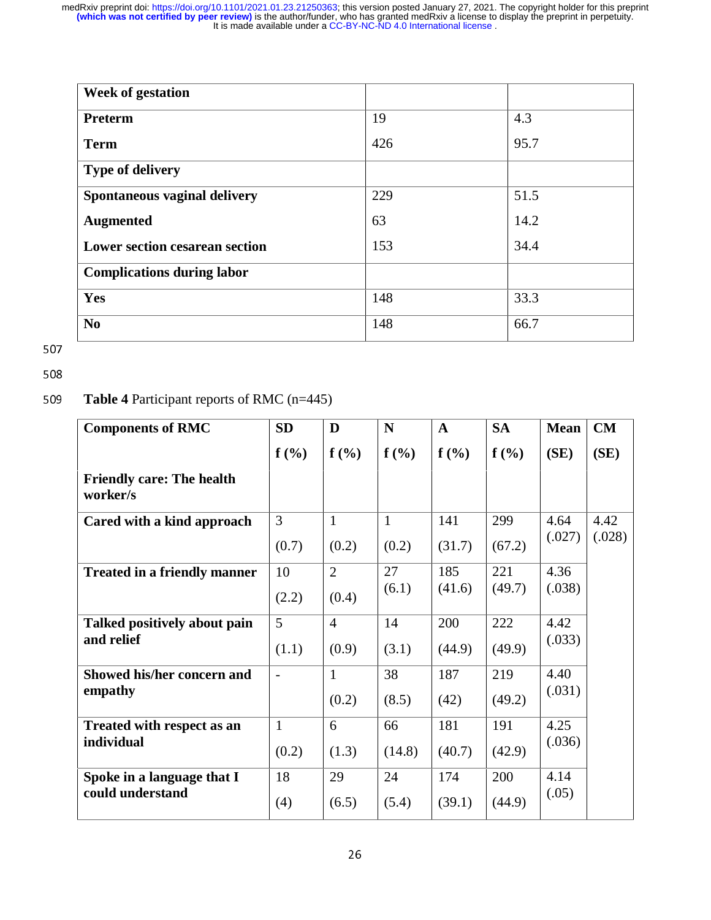| Week of gestation | | |
|---|---|---|
| **Preterm** | 19 | 4.3 |
| **Term** | 426 | 95.7 |
| **Type of delivery** | | |
| **Spontaneous vaginal delivery** | 229 | 51.5 |
| **Augmented** | 63 | 14.2 |
| **Lower section cesarean section** | 153 | 34.4 |
| **Complications during labor** | | |
| **Yes** | 148 | 33.3 |
| **No** | 148 | 66.7 |

**Table 4** Participant reports of RMC (n=445)

| Components of RMC | SD f (%) | D f (%) | N f (%) | A f (%) | SA f (%) | Mean (SE) | CM (SE) |
|---|---|---|---|---|---|---|---|
| **Friendly care: The health worker/s** | | | | | | | |
| **Cared with a kind approach** | 3 (0.7) | 1 (0.2) | 1 (0.2) | 141 (31.7) | 299 (67.2) | 4.64 (.027) | 4.42 (.028) |
| **Treated in a friendly manner** | 10 (2.2) | 2 (0.4) | 27 (6.1) | 185 (41.6) | 221 (49.7) | 4.36 (.038) | |
| **Talked positively about pain and relief** | 5 (1.1) | 4 (0.9) | 14 (3.1) | 200 (44.9) | 222 (49.9) | 4.42 (.033) | |
| **Showed his/her concern and empathy** | - | 1 (0.2) | 38 (8.5) | 187 (42) | 219 (49.2) | 4.40 (.031) | |
| **Treated with respect as an individual** | 1 (0.2) | 6 (1.3) | 66 (14.8) | 181 (40.7) | 191 (42.9) | 4.25 (.036) | |
| **Spoke in a language that I could understand** | 18 (4) | 29 (6.5) | 24 (5.4) | 174 (39.1) | 200 (44.9) | 4.14 (.05) | |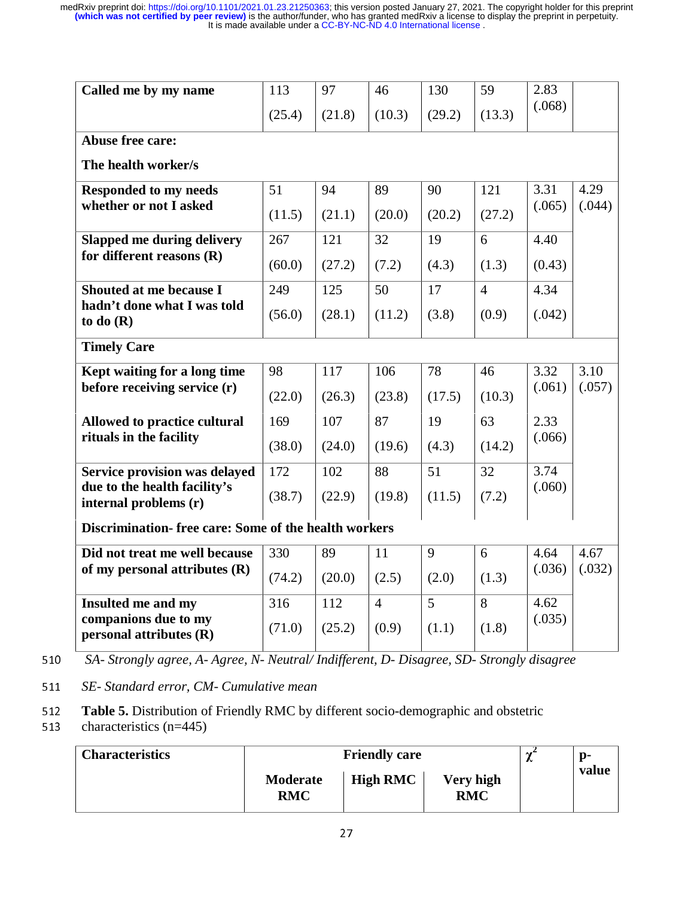| | | | | | | | |
|---|---|---|---|---|---|---|---|
| **Called me by my name** | 113 (25.4) | 97 (21.8) | 46 (10.3) | 130 (29.2) | 59 (13.3) | 2.83 (.068) | |
| **Abuse free care:** **The health worker/s** | | | | | | | |
| **Responded to my needs whether or not I asked** | 51 (11.5) | 94 (21.1) | 89 (20.0) | 90 (20.2) | 121 (27.2) | 3.31 (.065) | 4.29 (.044) |
| **Slapped me during delivery for different reasons (R)** | 267 (60.0) | 121 (27.2) | 32 (7.2) | 19 (4.3) | 6 (1.3) | 4.40 (0.43) | |
| **Shouted at me because I hadn't done what I was told to do (R)** | 249 (56.0) | 125 (28.1) | 50 (11.2) | 17 (3.8) | 4 (0.9) | 4.34 (.042) | |
| **Timely Care** | | | | | | | |
| **Kept waiting for a long time before receiving service (r)** | 98 (22.0) | 117 (26.3) | 106 (23.8) | 78 (17.5) | 46 (10.3) | 3.32 (.061) | 3.10 (.057) |
| **Allowed to practice cultural rituals in the facility** | 169 (38.0) | 107 (24.0) | 87 (19.6) | 19 (4.3) | 63 (14.2) | 2.33 (.066) | |
| **Service provision was delayed due to the health facility's internal problems (r)** | 172 (38.7) | 102 (22.9) | 88 (19.8) | 51 (11.5) | 32 (7.2) | 3.74 (.060) | |
| **Discrimination- free care: Some of the health workers** | | | | | | | |
| **Did not treat me well because of my personal attributes (R)** | 330 (74.2) | 89 (20.0) | 11 (2.5) | 9 (2.0) | 6 (1.3) | 4.64 (.036) | 4.67 (.032) |
| **Insulted me and my companions due to my personal attributes (R)** | 316 (71.0) | 112 (25.2) | 4 (0.9) | 5 (1.1) | 8 (1.8) | 4.62 (.035) | |

*SA- Strongly agree, A- Agree, N- Neutral/ Indifferent, D- Disagree, SD- Strongly disagree*

*SE- Standard error, CM- Cumulative mean*

**Table 5.** Distribution of Friendly RMC by different socio-demographic and obstetric characteristics (n=445)

| Characteristics | Friendly care | | | $\chi^2$ | p-value |
|---|---|---|---|---|---|
| | **Moderate RMC** | **High RMC** | **Very high RMC** | | |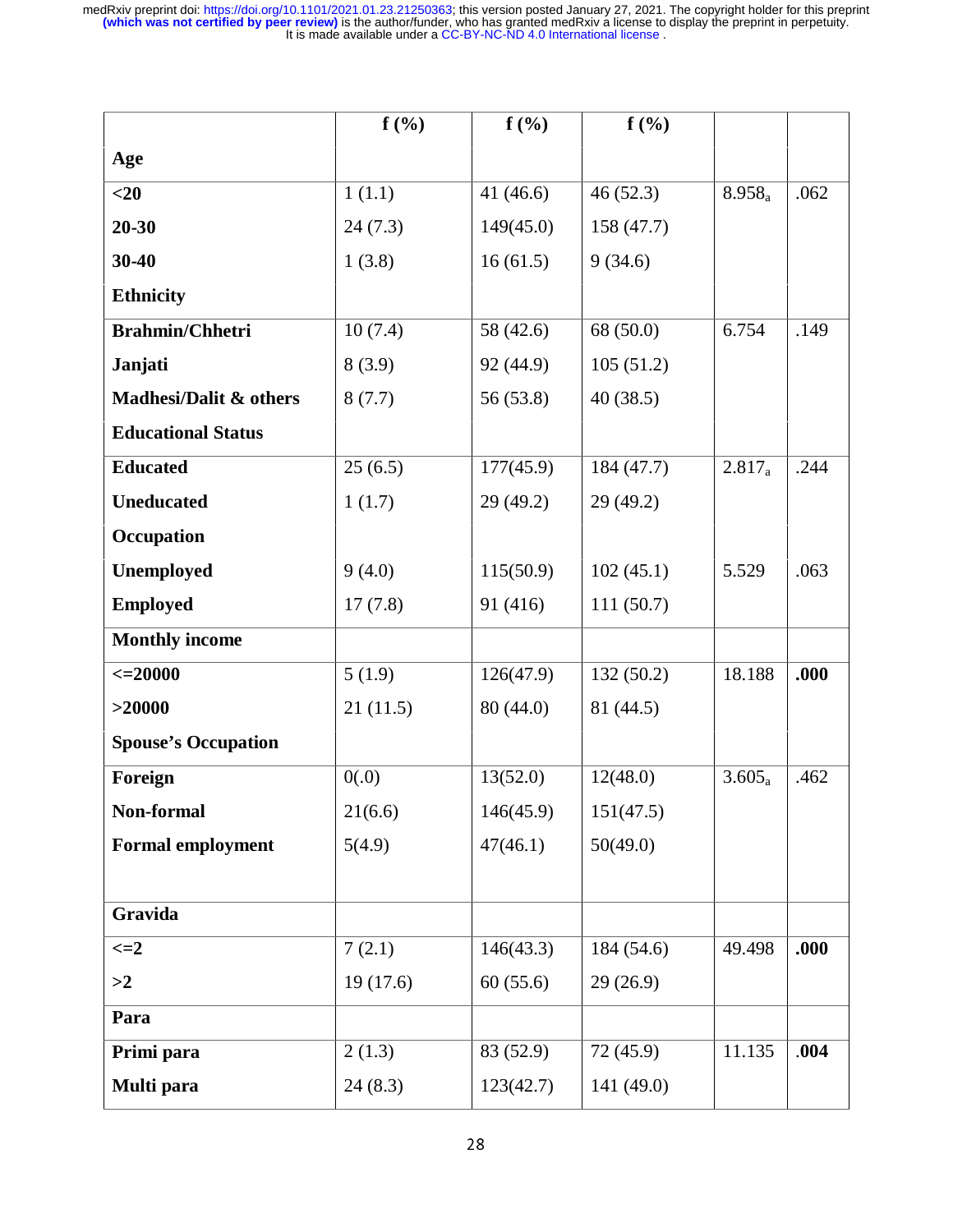| | f (%) | f (%) | f (%) | | |
|---|---|---|---|---|---|
| **Age** | | | | | |
| **<20** | 1 (1.1) | 41 (46.6) | 46 (52.3) | $8.958_a$ | .062 |
| **20-30** | 24 (7.3) | 149(45.0) | 158 (47.7) | | |
| **30-40** | 1 (3.8) | 16 (61.5) | 9 (34.6) | | |
| **Ethnicity** | | | | | |
| **Brahmin/Chhetri** | 10 (7.4) | 58 (42.6) | 68 (50.0) | 6.754 | .149 |
| **Janjati** | 8 (3.9) | 92 (44.9) | 105 (51.2) | | |
| **Madhesi/Dalit & others** | 8 (7.7) | 56 (53.8) | 40 (38.5) | | |
| **Educational Status** | | | | | |
| **Educated** | 25 (6.5) | 177(45.9) | 184 (47.7) | $2.817_a$ | .244 |
| **Uneducated** | 1 (1.7) | 29 (49.2) | 29 (49.2) | | |
| **Occupation** | | | | | |
| **Unemployed** | 9 (4.0) | 115(50.9) | 102 (45.1) | 5.529 | .063 |
| **Employed** | 17 (7.8) | 91 (416) | 111 (50.7) | | |
| **Monthly income** | | | | | |
| **<=20000** | 5 (1.9) | 126(47.9) | 132 (50.2) | 18.188 | **.000** |
| **>20000** | 21 (11.5) | 80 (44.0) | 81 (44.5) | | |
| **Spouse's Occupation** | | | | | |
| **Foreign** | 0(.0) | 13(52.0) | 12(48.0) | $3.605_a$ | .462 |
| **Non-formal** | 21(6.6) | 146(45.9) | 151(47.5) | | |
| **Formal employment** | 5(4.9) | 47(46.1) | 50(49.0) | | |
| **Gravida** | | | | | |
| **<=2** | 7 (2.1) | 146(43.3) | 184 (54.6) | 49.498 | **.000** |
| **>2** | 19 (17.6) | 60 (55.6) | 29 (26.9) | | |
| **Para** | | | | | |
| **Primi para** | 2 (1.3) | 83 (52.9) | 72 (45.9) | 11.135 | **.004** |
| **Multi para** | 24 (8.3) | 123(42.7) | 141 (49.0) | | |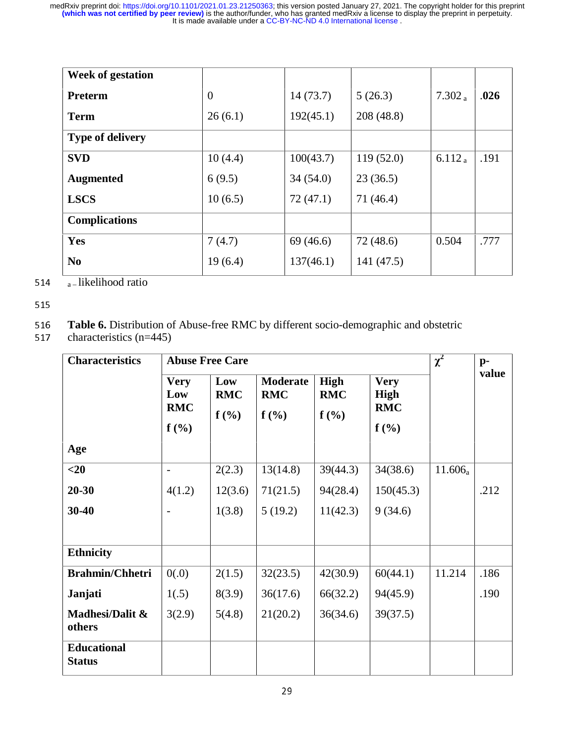| Week of gestation | | | | | |
|---|---|---|---|---|---|
| **Preterm** | 0 | 14 (73.7) | 5 (26.3) | 7.302 ₐ | **.026** |
| **Term** | 26 (6.1) | 192(45.1) | 208 (48.8) | | |
| **Type of delivery** | | | | | |
| **SVD** | 10 (4.4) | 100(43.7) | 119 (52.0) | 6.112 ₐ | .191 |
| **Augmented** | 6 (9.5) | 34 (54.0) | 23 (36.5) | | |
| **LSCS** | 10 (6.5) | 72 (47.1) | 71 (46.4) | | |
| **Complications** | | | | | |
| **Yes** | 7 (4.7) | 69 (46.6) | 72 (48.6) | 0.504 | .777 |
| **No** | 19 (6.4) | 137(46.1) | 141 (47.5) | | |

a – likelihood ratio

**Table 6.** Distribution of Abuse-free RMC by different socio-demographic and obstetric characteristics (n=445)

| Characteristics | Abuse Free Care | | | | | $\chi^2$ | p-value |
|---|---|---|---|---|---|---|---|
| | Very Low RMC f (%) | Low RMC f (%) | Moderate RMC f (%) | High RMC f (%) | Very High RMC f (%) | | |
| **Age** | | | | | | | |
| **<20** | - | 2(2.3) | 13(14.8) | 39(44.3) | 34(38.6) | 11.606ₐ | |
| **20-30** | 4(1.2) | 12(3.6) | 71(21.5) | 94(28.4) | 150(45.3) | | .212 |
| **30-40** | - | 1(3.8) | 5 (19.2) | 11(42.3) | 9 (34.6) | | |
| **Ethnicity** | | | | | | | |
| **Brahmin/Chhetri** | 0(.0) | 2(1.5) | 32(23.5) | 42(30.9) | 60(44.1) | 11.214 | .186 |
| **Janjati** | 1(.5) | 8(3.9) | 36(17.6) | 66(32.2) | 94(45.9) | | .190 |
| **Madhesi/Dalit & others** | 3(2.9) | 5(4.8) | 21(20.2) | 36(34.6) | 39(37.5) | | |
| **Educational Status** | | | | | | | |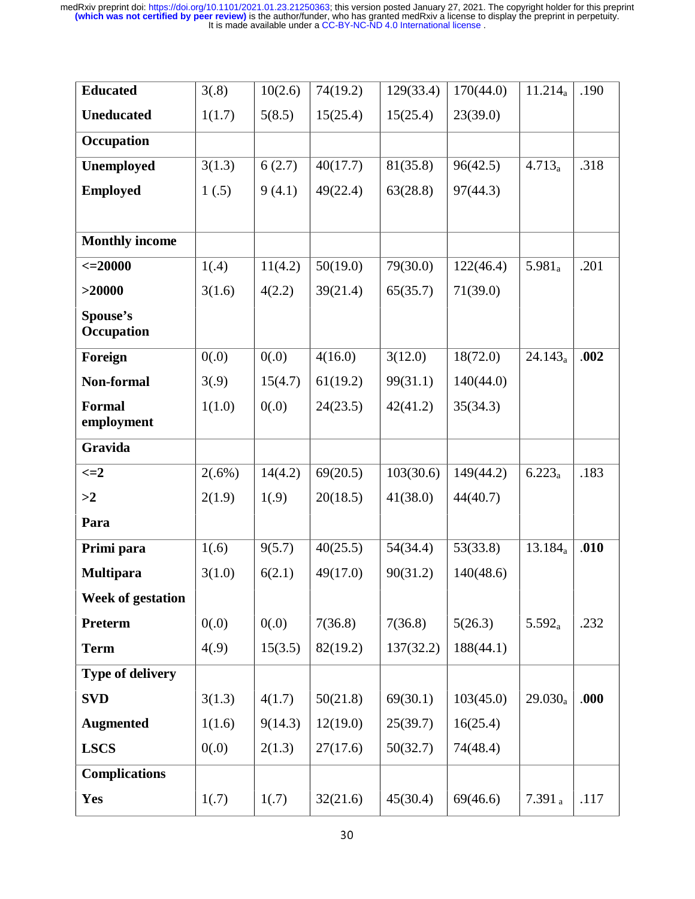| | | | | | | | |
|---|---|---|---|---|---|---|---|
| **Educated** | 3(.8) | 10(2.6) | 74(19.2) | 129(33.4) | 170(44.0) | 11.214$_a$ | .190 |
| **Uneducated** | 1(1.7) | 5(8.5) | 15(25.4) | 15(25.4) | 23(39.0) | | |
| **Occupation** | | | | | | | |
| **Unemployed** | 3(1.3) | 6 (2.7) | 40(17.7) | 81(35.8) | 96(42.5) | 4.713$_a$ | .318 |
| **Employed** | 1 (.5) | 9 (4.1) | 49(22.4) | 63(28.8) | 97(44.3) | | |
| **Monthly income** | | | | | | | |
| **<=20000** | 1(.4) | 11(4.2) | 50(19.0) | 79(30.0) | 122(46.4) | 5.981$_a$ | .201 |
| **>20000** | 3(1.6) | 4(2.2) | 39(21.4) | 65(35.7) | 71(39.0) | | |
| **Spouse's Occupation** | | | | | | | |
| **Foreign** | 0(.0) | 0(.0) | 4(16.0) | 3(12.0) | 18(72.0) | 24.143$_a$ | **.002** |
| **Non-formal** | 3(.9) | 15(4.7) | 61(19.2) | 99(31.1) | 140(44.0) | | |
| **Formal employment** | 1(1.0) | 0(.0) | 24(23.5) | 42(41.2) | 35(34.3) | | |
| **Gravida** | | | | | | | |
| **<=2** | 2(.6%) | 14(4.2) | 69(20.5) | 103(30.6) | 149(44.2) | 6.223$_a$ | .183 |
| **>2** | 2(1.9) | 1(.9) | 20(18.5) | 41(38.0) | 44(40.7) | | |
| **Para** | | | | | | | |
| **Primi para** | 1(.6) | 9(5.7) | 40(25.5) | 54(34.4) | 53(33.8) | 13.184$_a$ | **.010** |
| **Multipara** | 3(1.0) | 6(2.1) | 49(17.0) | 90(31.2) | 140(48.6) | | |
| **Week of gestation** | | | | | | | |
| **Preterm** | 0(.0) | 0(.0) | 7(36.8) | 7(36.8) | 5(26.3) | 5.592$_a$ | .232 |
| **Term** | 4(.9) | 15(3.5) | 82(19.2) | 137(32.2) | 188(44.1) | | |
| **Type of delivery** | | | | | | | |
| **SVD** | 3(1.3) | 4(1.7) | 50(21.8) | 69(30.1) | 103(45.0) | 29.030$_a$ | **.000** |
| **Augmented** | 1(1.6) | 9(14.3) | 12(19.0) | 25(39.7) | 16(25.4) | | |
| **LSCS** | 0(.0) | 2(1.3) | 27(17.6) | 50(32.7) | 74(48.4) | | |
| **Complications** | | | | | | | |
| **Yes** | 1(.7) | 1(.7) | 32(21.6) | 45(30.4) | 69(46.6) | 7.391 $_a$ | .117 |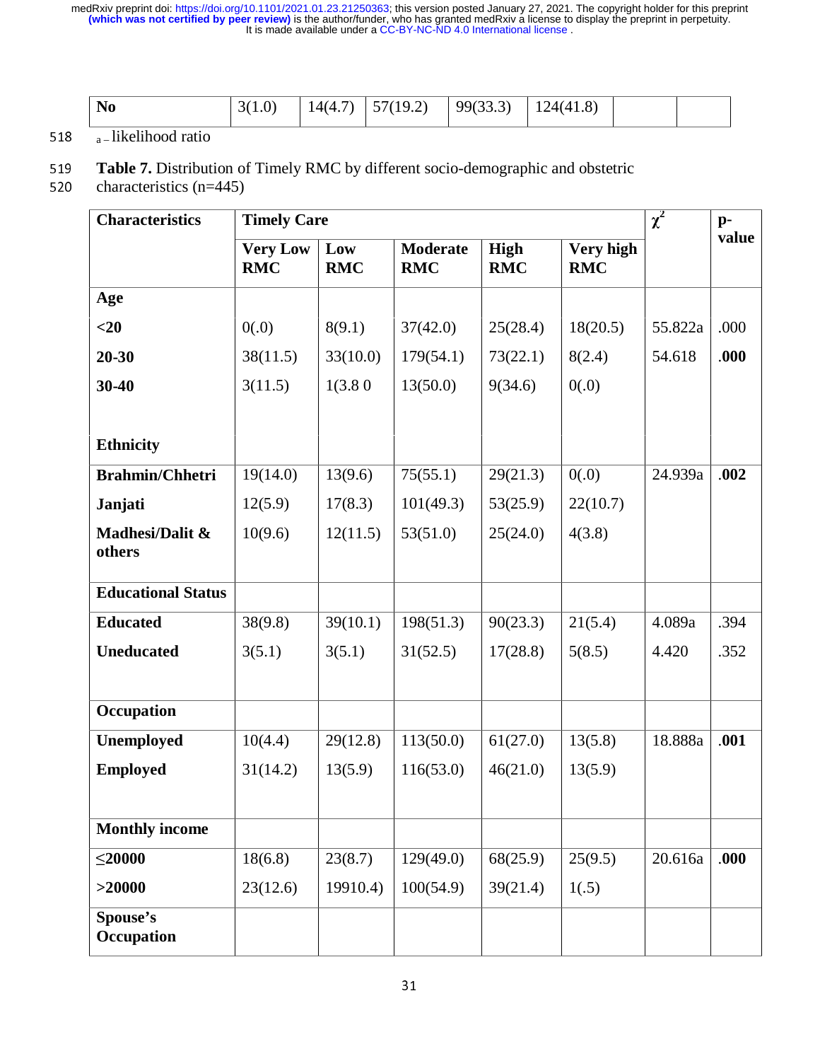| No | 3(1.0) | 14(4.7) | 57(19.2) | 99(33.3) | 124(41.8) | | |
|---|---|---|---|---|---|---|---|

a – likelihood ratio

**Table 7.** Distribution of Timely RMC by different socio-demographic and obstetric characteristics (n=445)

| Characteristics | Timely Care | | | | | $\chi^2$ | p-value |
|---|---|---|---|---|---|---|---|
| | **Very Low RMC** | **Low RMC** | **Moderate RMC** | **High RMC** | **Very high RMC** | | |
| **Age** | | | | | | | |
| **<20** | 0(.0) | 8(9.1) | 37(42.0) | 25(28.4) | 18(20.5) | 55.822a | .000 |
| **20-30** | 38(11.5) | 33(10.0) | 179(54.1) | 73(22.1) | 8(2.4) | 54.618 | **.000** |
| **30-40** | 3(11.5) | 1(3.8 0 | 13(50.0) | 9(34.6) | 0(.0) | | |
| **Ethnicity** | | | | | | | |
| **Brahmin/Chhetri** | 19(14.0) | 13(9.6) | 75(55.1) | 29(21.3) | 0(.0) | 24.939a | **.002** |
| **Janjati** | 12(5.9) | 17(8.3) | 101(49.3) | 53(25.9) | 22(10.7) | | |
| **Madhesi/Dalit & others** | 10(9.6) | 12(11.5) | 53(51.0) | 25(24.0) | 4(3.8) | | |
| **Educational Status** | | | | | | | |
| **Educated** | 38(9.8) | 39(10.1) | 198(51.3) | 90(23.3) | 21(5.4) | 4.089a | .394 |
| **Uneducated** | 3(5.1) | 3(5.1) | 31(52.5) | 17(28.8) | 5(8.5) | 4.420 | .352 |
| **Occupation** | | | | | | | |
| **Unemployed** | 10(4.4) | 29(12.8) | 113(50.0) | 61(27.0) | 13(5.8) | 18.888a | **.001** |
| **Employed** | 31(14.2) | 13(5.9) | 116(53.0) | 46(21.0) | 13(5.9) | | |
| **Monthly income** | | | | | | | |
| **≤20000** | 18(6.8) | 23(8.7) | 129(49.0) | 68(25.9) | 25(9.5) | 20.616a | **.000** |
| **>20000** | 23(12.6) | 19910.4) | 100(54.9) | 39(21.4) | 1(.5) | | |
| **Spouse's Occupation** | | | | | | | |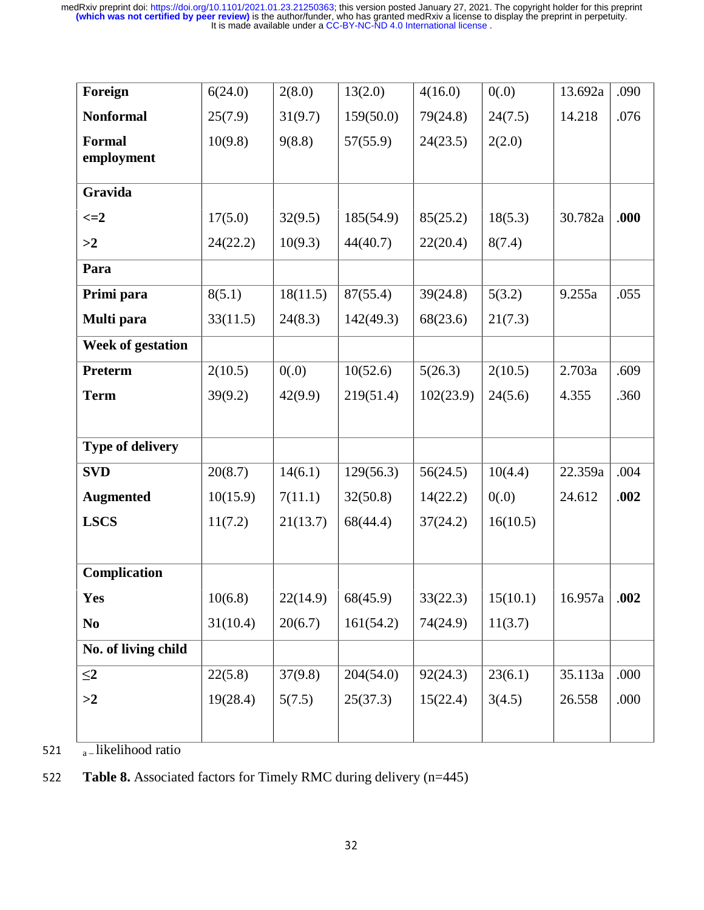| | | | | | | | |
|---|---|---|---|---|---|---|---|
| **Foreign** | 6(24.0) | 2(8.0) | 13(2.0) | 4(16.0) | 0(.0) | 13.692a | .090 |
| **Nonformal** | 25(7.9) | 31(9.7) | 159(50.0) | 79(24.8) | 24(7.5) | 14.218 | .076 |
| **Formal employment** | 10(9.8) | 9(8.8) | 57(55.9) | 24(23.5) | 2(2.0) | | |
| **Gravida** | | | | | | | |
| **<=2** | 17(5.0) | 32(9.5) | 185(54.9) | 85(25.2) | 18(5.3) | 30.782a | **.000** |
| **>2** | 24(22.2) | 10(9.3) | 44(40.7) | 22(20.4) | 8(7.4) | | |
| **Para** | | | | | | | |
| **Primi para** | 8(5.1) | 18(11.5) | 87(55.4) | 39(24.8) | 5(3.2) | 9.255a | .055 |
| **Multi para** | 33(11.5) | 24(8.3) | 142(49.3) | 68(23.6) | 21(7.3) | | |
| **Week of gestation** | | | | | | | |
| **Preterm** | 2(10.5) | 0(.0) | 10(52.6) | 5(26.3) | 2(10.5) | 2.703a | .609 |
| **Term** | 39(9.2) | 42(9.9) | 219(51.4) | 102(23.9) | 24(5.6) | 4.355 | .360 |
| **Type of delivery** | | | | | | | |
| **SVD** | 20(8.7) | 14(6.1) | 129(56.3) | 56(24.5) | 10(4.4) | 22.359a | .004 |
| **Augmented** | 10(15.9) | 7(11.1) | 32(50.8) | 14(22.2) | 0(.0) | 24.612 | **.002** |
| **LSCS** | 11(7.2) | 21(13.7) | 68(44.4) | 37(24.2) | 16(10.5) | | |
| **Complication** | | | | | | | |
| **Yes** | 10(6.8) | 22(14.9) | 68(45.9) | 33(22.3) | 15(10.1) | 16.957a | **.002** |
| **No** | 31(10.4) | 20(6.7) | 161(54.2) | 74(24.9) | 11(3.7) | | |
| **No. of living child** | | | | | | | |
| **≤2** | 22(5.8) | 37(9.8) | 204(54.0) | 92(24.3) | 23(6.1) | 35.113a | .000 |
| **>2** | 19(28.4) | 5(7.5) | 25(37.3) | 15(22.4) | 3(4.5) | 26.558 | .000 |

a – likelihood ratio

**Table 8.** Associated factors for Timely RMC during delivery (n=445)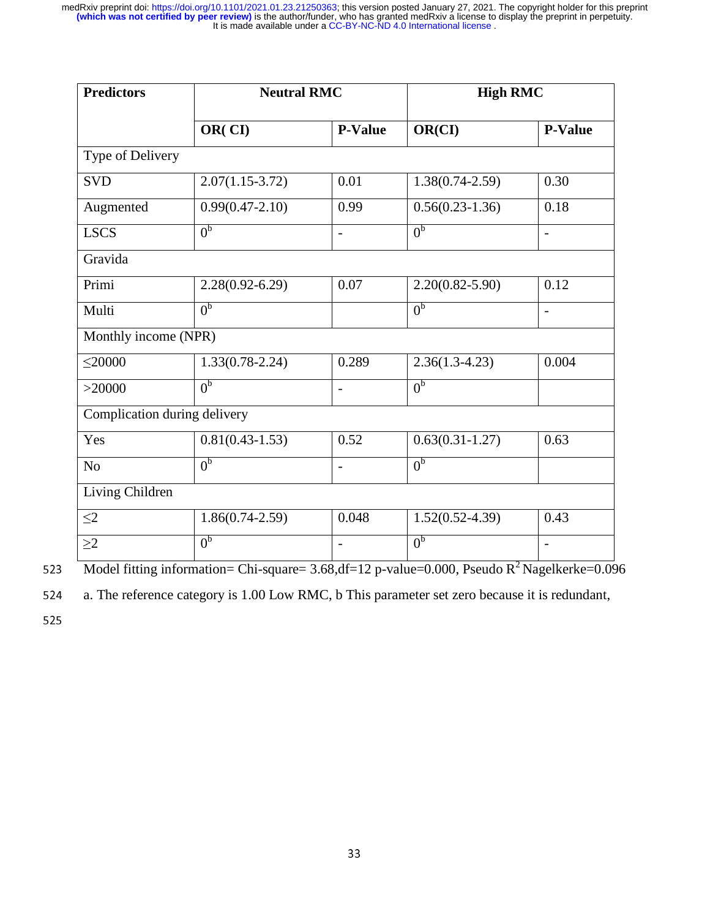| Predictors | Neutral RMC | | High RMC | |
|---|---|---|---|---|
| | OR( CI) | P-Value | OR(CI) | P-Value |
| Type of Delivery | | | | |
| SVD | 2.07(1.15-3.72) | 0.01 | 1.38(0.74-2.59) | 0.30 |
| Augmented | 0.99(0.47-2.10) | 0.99 | 0.56(0.23-1.36) | 0.18 |
| LSCS | 0[b] | - | 0[b] | - |
| Gravida | | | | |
| Primi | 2.28(0.92-6.29) | 0.07 | 2.20(0.82-5.90) | 0.12 |
| Multi | 0[b] | | 0[b] | - |
| Monthly income (NPR) | | | | |
| ≤20000 | 1.33(0.78-2.24) | 0.289 | 2.36(1.3-4.23) | 0.004 |
| >20000 | 0[b] | - | 0[b] | |
| Complication during delivery | | | | |
| Yes | 0.81(0.43-1.53) | 0.52 | 0.63(0.31-1.27) | 0.63 |
| No | 0[b] | - | 0[b] | |
| Living Children | | | | |
| ≤2 | 1.86(0.74-2.59) | 0.048 | 1.52(0.52-4.39) | 0.43 |
| ≥2 | 0[b] | - | 0[b] | - |

Model fitting information= Chi-square= 3.68,df=12 p-value=0.000, Pseudo $R^2$ Nagelkerke=0.096

a. The reference category is 1.00 Low RMC, b This parameter set zero because it is redundant,